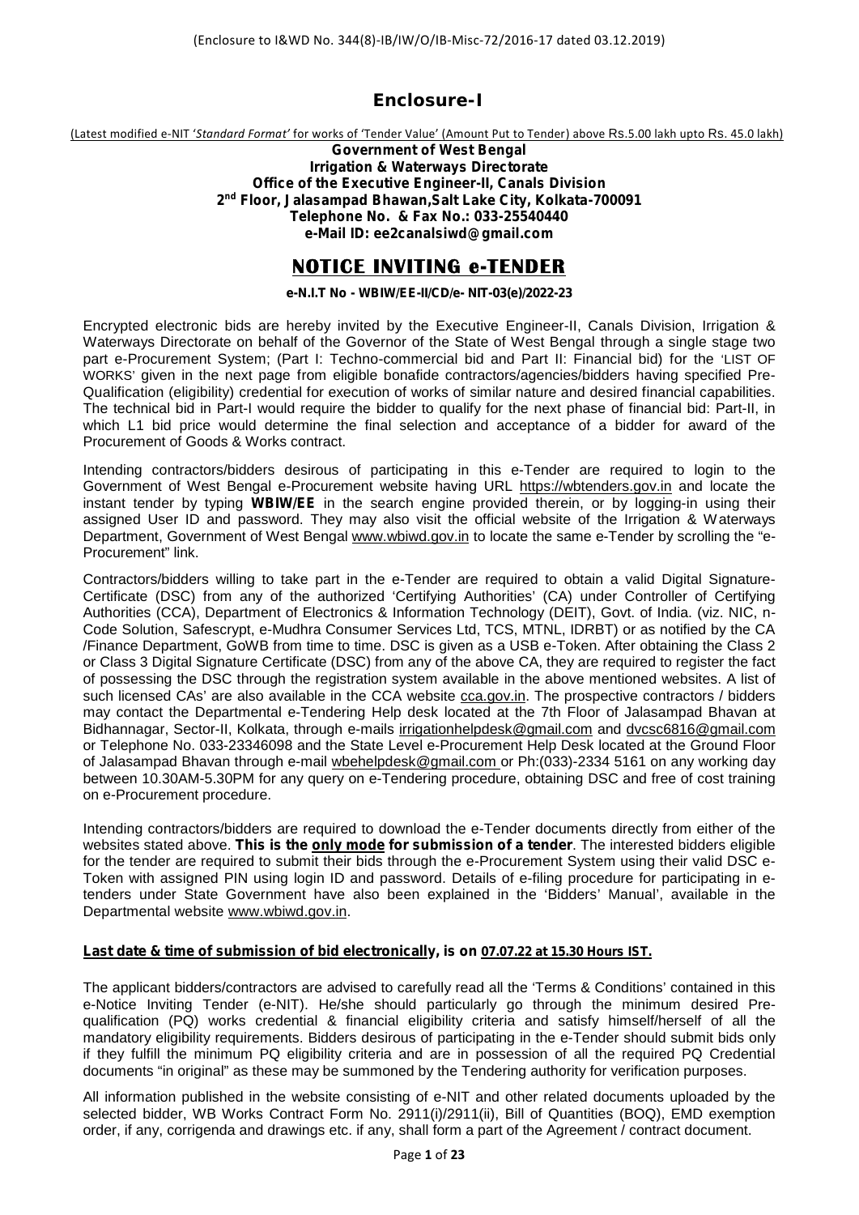(Enclosure to I&WD No. 344(8)-IB/IW/O/IB-Misc-72/2016-17 dated 03.12.2019)

# Enclosure-I

(Latest modified e-NIT '*Standard Format'* for works of 'Tender Value' (Amount Put to Tender) above Rs.5.00 lakh upto Rs. 45.0 lakh)

**Government of West Bengal**
**Irrigation & Waterways Directorate**
**Office of the Executive Engineer-II, Canals Division**
**2nd Floor, Jalasampad Bhawan,Salt Lake City, Kolkata-700091**
**Telephone No. & Fax No.: 033-25540440**
**e-Mail ID: ee2canalsiwd@gmail.com**

## NOTICE INVITING e-TENDER

**e-N.I.T No - WBIW/EE-II/CD/e- NIT-03(e)/2022-23**

Encrypted electronic bids are hereby invited by the Executive Engineer-II, Canals Division, Irrigation & Waterways Directorate on behalf of the Governor of the State of West Bengal through a single stage two part e-Procurement System; (Part I: Techno-commercial bid and Part II: Financial bid) for the 'LIST OF WORKS' given in the next page from eligible bonafide contractors/agencies/bidders having specified Pre-Qualification (eligibility) credential for execution of works of similar nature and desired financial capabilities. The technical bid in Part-I would require the bidder to qualify for the next phase of financial bid: Part-II, in which L1 bid price would determine the final selection and acceptance of a bidder for award of the Procurement of Goods & Works contract.

Intending contractors/bidders desirous of participating in this e-Tender are required to login to the Government of West Bengal e-Procurement website having URL https://wbtenders.gov.in and locate the instant tender by typing **WBIW/EE** in the search engine provided therein, or by logging-in using their assigned User ID and password. They may also visit the official website of the Irrigation & Waterways Department, Government of West Bengal www.wbiwd.gov.in to locate the same e-Tender by scrolling the "e-Procurement" link.

Contractors/bidders willing to take part in the e-Tender are required to obtain a valid Digital Signature-Certificate (DSC) from any of the authorized 'Certifying Authorities' (CA) under Controller of Certifying Authorities (CCA), Department of Electronics & Information Technology (DEIT), Govt. of India. (viz. NIC, n-Code Solution, Safescrypt, e-Mudhra Consumer Services Ltd, TCS, MTNL, IDRBT) or as notified by the CA /Finance Department, GoWB from time to time. DSC is given as a USB e-Token. After obtaining the Class 2 or Class 3 Digital Signature Certificate (DSC) from any of the above CA, they are required to register the fact of possessing the DSC through the registration system available in the above mentioned websites. A list of such licensed CAs' are also available in the CCA website cca.gov.in. The prospective contractors / bidders may contact the Departmental e-Tendering Help desk located at the 7th Floor of Jalasampad Bhavan at Bidhannagar, Sector-II, Kolkata, through e-mails irrigationhelpdesk@gmail.com and dvcsc6816@gmail.com or Telephone No. 033-23346098 and the State Level e-Procurement Help Desk located at the Ground Floor of Jalasampad Bhavan through e-mail wbehelpdesk@gmail.com or Ph:(033)-2334 5161 on any working day between 10.30AM-5.30PM for any query on e-Tendering procedure, obtaining DSC and free of cost training on e-Procurement procedure.

Intending contractors/bidders are required to download the e-Tender documents directly from either of the websites stated above. **This is the <u>only mode</u> for submission of a tender**. The interested bidders eligible for the tender are required to submit their bids through the e-Procurement System using their valid DSC e-Token with assigned PIN using login ID and password. Details of e-filing procedure for participating in e-tenders under State Government have also been explained in the 'Bidders' Manual', available in the Departmental website www.wbiwd.gov.in.

**<u>Last date & time of submission of bid electronically</u>, is on <u>07.07.22 at 15.30 Hours IST.</u>**

The applicant bidders/contractors are advised to carefully read all the 'Terms & Conditions' contained in this e-Notice Inviting Tender (e-NIT). He/she should particularly go through the minimum desired Pre-qualification (PQ) works credential & financial eligibility criteria and satisfy himself/herself of all the mandatory eligibility requirements. Bidders desirous of participating in the e-Tender should submit bids only if they fulfill the minimum PQ eligibility criteria and are in possession of all the required PQ Credential documents "in original" as these may be summoned by the Tendering authority for verification purposes.

All information published in the website consisting of e-NIT and other related documents uploaded by the selected bidder, WB Works Contract Form No. 2911(i)/2911(ii), Bill of Quantities (BOQ), EMD exemption order, if any, corrigenda and drawings etc. if any, shall form a part of the Agreement / contract document.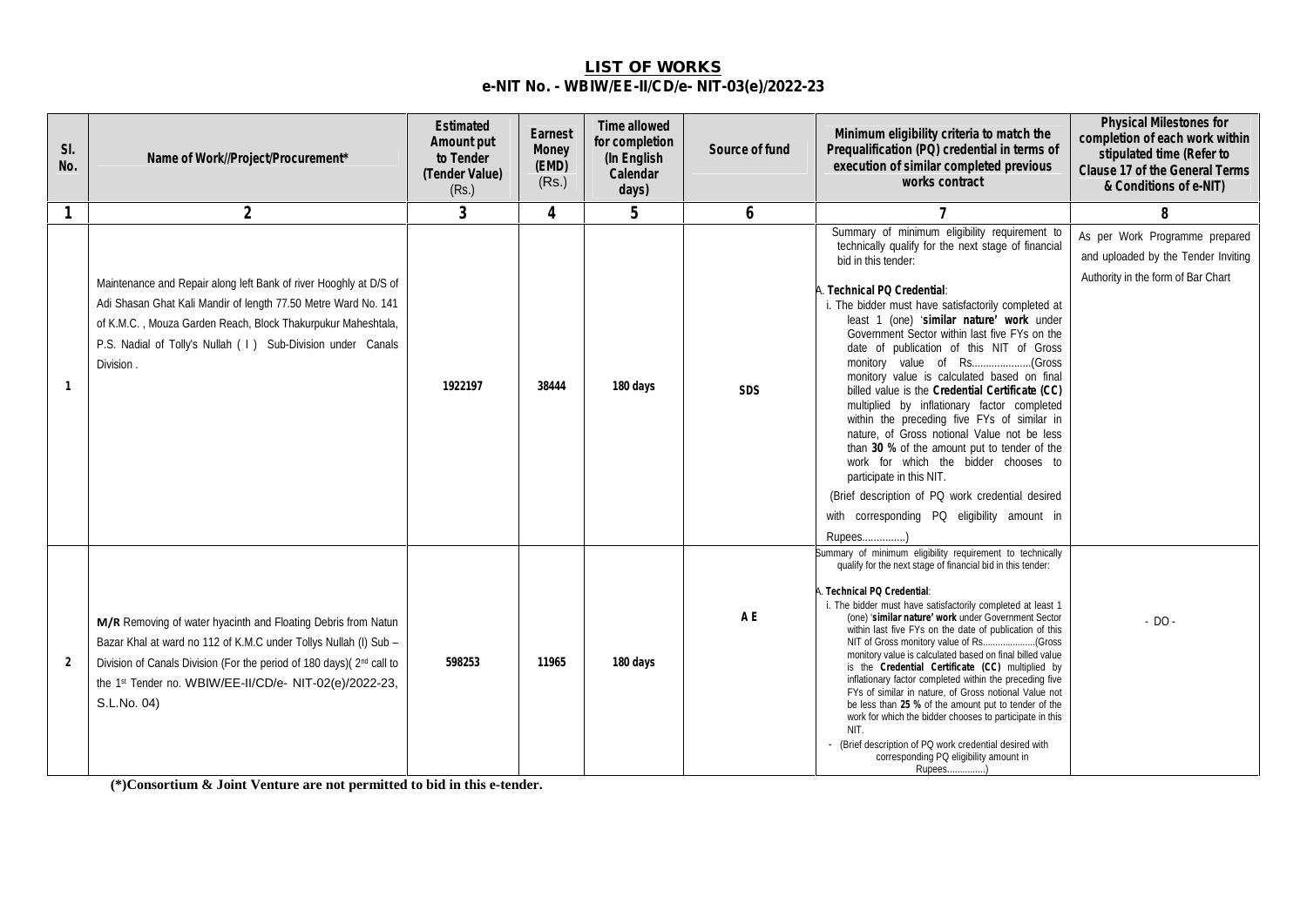## LIST OF WORKS

**e-NIT No. - WBIW/EE-II/CD/e- NIT-03(e)/2022-23**

| Sl. No. | Name of Work//Project/Procurement* | Estimated Amount put to Tender (Tender Value) (Rs.) | Earnest Money (EMD) (Rs.) | Time allowed for completion (In English Calendar days) | Source of fund | Minimum eligibility criteria to match the Prequalification (PQ) credential in terms of execution of similar completed previous works contract | Physical Milestones for completion of each work within stipulated time (Refer to Clause 17 of the General Terms & Conditions of e-NIT) |
|---|---|---|---|---|---|---|---|
| 1 | 2 | 3 | 4 | 5 | 6 | 7 | 8 |
| 1 | Maintenance and Repair along left Bank of river Hooghly at D/S of Adi Shasan Ghat Kali Mandir of length 77.50 Metre Ward No. 141 of K.M.C. , Mouza Garden Reach, Block Thakurpukur Maheshtala, P.S. Nadial of Tolly's Nullah ( I ) Sub-Division under Canals Division . | 1922197 | 38444 | 180 days | SDS | Summary of minimum eligibility requirement to technically qualify for the next stage of financial bid in this tender: A. **Technical PQ Credential**: i. The bidder must have satisfactorily completed at least 1 (one) '**similar nature' work** under Government Sector within last five FYs on the date of publication of this NIT of Gross monitory value of Rs....................(Gross monitory value is calculated based on final billed value is the **Credential Certificate (CC)** multiplied by inflationary factor completed within the preceding five FYs of similar in nature, of Gross notional Value not be less than **30 %** of the amount put to tender of the work for which the bidder chooses to participate in this NIT. (Brief description of PQ work credential desired with corresponding PQ eligibility amount in Rupees...............) | As per Work Programme prepared and uploaded by the Tender Inviting Authority in the form of Bar Chart |
| 2 | **M/R** Removing of water hyacinth and Floating Debris from Natun Bazar Khal at ward no 112 of K.M.C under Tollys Nullah (I) Sub – Division of Canals Division (For the period of 180 days)( 2nd call to the 1st Tender no. WBIW/EE-II/CD/e- NIT-02(e)/2022-23, S.L.No. 04) | 598253 | 11965 | 180 days | A E | Summary of minimum eligibility requirement to technically qualify for the next stage of financial bid in this tender: A. **Technical PQ Credential**: i. The bidder must have satisfactorily completed at least 1 (one) '**similar nature' work** under Government Sector within last five FYs on the date of publication of this NIT of Gross monitory value of Rs....................(Gross monitory value is calculated based on final billed value is the **Credential Certificate (CC)** multiplied by inflationary factor completed within the preceding five FYs of similar in nature, of Gross notional Value not be less than **25 %** of the amount put to tender of the work for which the bidder chooses to participate in this NIT. - (Brief description of PQ work credential desired with corresponding PQ eligibility amount in Rupees...............) | - DO - |

**(\*)Consortium & Joint Venture are not permitted to bid in this e-tender.**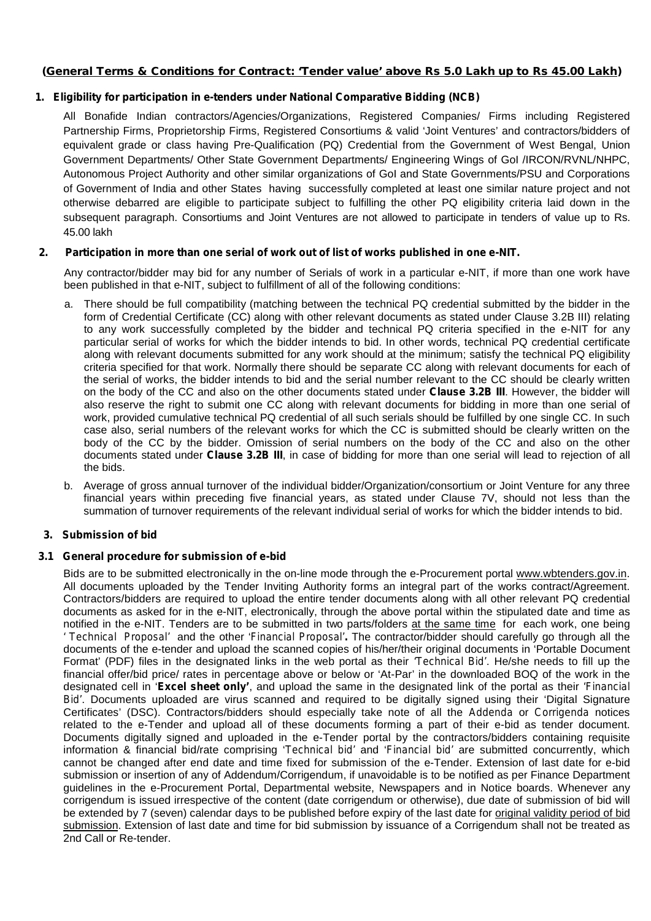**(General Terms & Conditions for Contract: 'Tender value' above Rs 5.0 Lakh up to Rs 45.00 Lakh)**

**1. Eligibility for participation in e-tenders under National Comparative Bidding (NCB)**

All Bonafide Indian contractors/Agencies/Organizations, Registered Companies/ Firms including Registered Partnership Firms, Proprietorship Firms, Registered Consortiums & valid 'Joint Ventures' and contractors/bidders of equivalent grade or class having Pre-Qualification (PQ) Credential from the Government of West Bengal, Union Government Departments/ Other State Government Departments/ Engineering Wings of GoI /IRCON/RVNL/NHPC, Autonomous Project Authority and other similar organizations of GoI and State Governments/PSU and Corporations of Government of India and other States having successfully completed at least one similar nature project and not otherwise debarred are eligible to participate subject to fulfilling the other PQ eligibility criteria laid down in the subsequent paragraph. Consortiums and Joint Ventures are not allowed to participate in tenders of value up to Rs. 45.00 lakh

**2. Participation in more than one serial of work out of list of works published in one e-NIT.**

Any contractor/bidder may bid for any number of Serials of work in a particular e-NIT, if more than one work have been published in that e-NIT, subject to fulfillment of all of the following conditions:

a. There should be full compatibility (matching between the technical PQ credential submitted by the bidder in the form of Credential Certificate (CC) along with other relevant documents as stated under Clause 3.2B III) relating to any work successfully completed by the bidder and technical PQ criteria specified in the e-NIT for any particular serial of works for which the bidder intends to bid. In other words, technical PQ credential certificate along with relevant documents submitted for any work should at the minimum; satisfy the technical PQ eligibility criteria specified for that work. Normally there should be separate CC along with relevant documents for each of the serial of works, the bidder intends to bid and the serial number relevant to the CC should be clearly written on the body of the CC and also on the other documents stated under **Clause 3.2B III**. However, the bidder will also reserve the right to submit one CC along with relevant documents for bidding in more than one serial of work, provided cumulative technical PQ credential of all such serials should be fulfilled by one single CC. In such case also, serial numbers of the relevant works for which the CC is submitted should be clearly written on the body of the CC by the bidder. Omission of serial numbers on the body of the CC and also on the other documents stated under **Clause 3.2B III**, in case of bidding for more than one serial will lead to rejection of all the bids.

b. Average of gross annual turnover of the individual bidder/Organization/consortium or Joint Venture for any three financial years within preceding five financial years, as stated under Clause 7V, should not less than the summation of turnover requirements of the relevant individual serial of works for which the bidder intends to bid.

**3. Submission of bid**

**3.1 General procedure for submission of e-bid**

Bids are to be submitted electronically in the on-line mode through the e-Procurement portal www.wbtenders.gov.in. All documents uploaded by the Tender Inviting Authority forms an integral part of the works contract/Agreement. Contractors/bidders are required to upload the entire tender documents along with all other relevant PQ credential documents as asked for in the e-NIT, electronically, through the above portal within the stipulated date and time as notified in the e-NIT. Tenders are to be submitted in two parts/folders at the same time for each work, one being '*Technical Proposal*' and the other '*Financial Proposal*'**.** The contractor/bidder should carefully go through all the documents of the e-tender and upload the scanned copies of his/her/their original documents in 'Portable Document Format' (PDF) files in the designated links in the web portal as their '*Technical Bid*'. He/she needs to fill up the financial offer/bid price/ rates in percentage above or below or 'At-Par' in the downloaded BOQ of the work in the designated cell in '**Excel sheet only'**, and upload the same in the designated link of the portal as their '*Financial Bid*'. Documents uploaded are virus scanned and required to be digitally signed using their 'Digital Signature Certificates' (DSC). Contractors/bidders should especially take note of all the *Addenda* or *Corrigenda* notices related to the e-Tender and upload all of these documents forming a part of their e-bid as tender document. Documents digitally signed and uploaded in the e-Tender portal by the contractors/bidders containing requisite information & financial bid/rate comprising '*Technical bid*' and '*Financial bid*' are submitted concurrently, which cannot be changed after end date and time fixed for submission of the e-Tender. Extension of last date for e-bid submission or insertion of any of Addendum/Corrigendum, if unavoidable is to be notified as per Finance Department guidelines in the e-Procurement Portal, Departmental website, Newspapers and in Notice boards. Whenever any corrigendum is issued irrespective of the content (date corrigendum or otherwise), due date of submission of bid will be extended by 7 (seven) calendar days to be published before expiry of the last date for original validity period of bid submission. Extension of last date and time for bid submission by issuance of a Corrigendum shall not be treated as 2nd Call or Re-tender.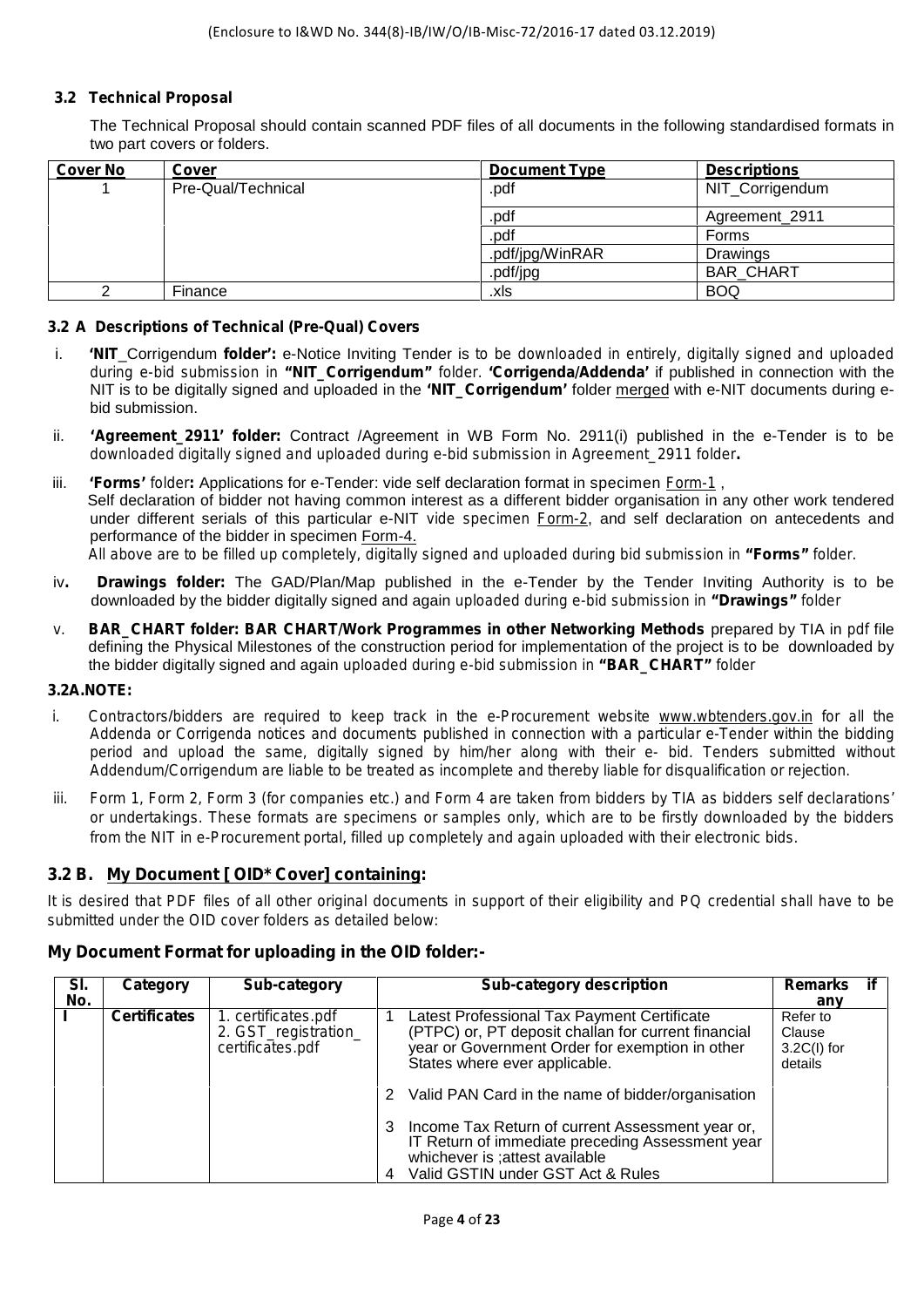(Enclosure to I&WD No. 344(8)-IB/IW/O/IB-Misc-72/2016-17 dated 03.12.2019)

### 3.2 Technical Proposal

The Technical Proposal should contain scanned PDF files of all documents in the following standardised formats in two part covers or folders.

| Cover No | Cover | Document Type | Descriptions |
|---|---|---|---|
| 1 | Pre-Qual/Technical | .pdf | NIT_Corrigendum |
| | | .pdf | Agreement_2911 |
| | | .pdf | Forms |
| | | .pdf/jpg/WinRAR | Drawings |
| | | .pdf/jpg | BAR_CHART |
| 2 | Finance | .xls | BOQ |

### 3.2 A Descriptions of Technical (Pre-Qual) Covers

i. **'NIT**_Corrigendum **folder':** e-Notice Inviting Tender is to be downloaded in entirely, digitally signed and uploaded during e-bid submission in **"NIT_Corrigendum"** folder. **'Corrigenda/Addenda'** if published in connection with the NIT is to be digitally signed and uploaded in the **'NIT_Corrigendum'** folder merged with e-NIT documents during e-bid submission.

ii. **'Agreement_2911' folder:** Contract /Agreement in WB Form No. 2911(i) published in the e-Tender is to be downloaded digitally signed and uploaded during e-bid submission in Agreement_2911 folder**.**

iii. **'Forms'** folder**:** Applications for e-Tender: vide self declaration format in specimen Form-1 ,
Self declaration of bidder not having common interest as a different bidder organisation in any other work tendered under different serials of this particular e-NIT vide specimen Form-2, and self declaration on antecedents and performance of the bidder in specimen Form-4.
All above are to be filled up completely, digitally signed and uploaded during bid submission in **"Forms"** folder.

iv**. Drawings folder:** The GAD/Plan/Map published in the e-Tender by the Tender Inviting Authority is to be downloaded by the bidder digitally signed and again uploaded during e-bid submission in **"Drawings"** folder

v. **BAR_CHART folder: BAR CHART/Work Programmes in other Networking Methods** prepared by TIA in pdf file defining the Physical Milestones of the construction period for implementation of the project is to be downloaded by the bidder digitally signed and again uploaded during e-bid submission in **"BAR_CHART"** folder

**3.2A.NOTE:**

i. Contractors/bidders are required to keep track in the e-Procurement website www.wbtenders.gov.in for all the Addenda or Corrigenda notices and documents published in connection with a particular e-Tender within the bidding period and upload the same, digitally signed by him/her along with their e- bid. Tenders submitted without Addendum/Corrigendum are liable to be treated as incomplete and thereby liable for disqualification or rejection.

iii. Form 1, Form 2, Form 3 (for companies etc.) and Form 4 are taken from bidders by TIA as bidders self declarations' or undertakings. These formats are specimens or samples only, which are to be firstly downloaded by the bidders from the NIT in e-Procurement portal, filled up completely and again uploaded with their electronic bids.

### 3.2 B. My Document [ OID* Cover] containing:

It is desired that PDF files of all other original documents in support of their eligibility and PQ credential shall have to be submitted under the OID cover folders as detailed below:

### My Document Format for uploading in the OID folder:-

| Sl. No. | Category | Sub-category | Sub-category description | Remarks if any |
|---|---|---|---|---|
| I | Certificates | 1. certificates.pdf<br>2. GST_registration_ certificates.pdf | 1 Latest Professional Tax Payment Certificate (PTPC) or, PT deposit challan for current financial year or Government Order for exemption in other States where ever applicable. | Refer to Clause 3.2C(I) for details |
| | | | 2 Valid PAN Card in the name of bidder/organisation | |
| | | | 3 Income Tax Return of current Assessment year or, IT Return of immediate preceding Assessment year whichever is ;attest available<br>4 Valid GSTIN under GST Act & Rules | |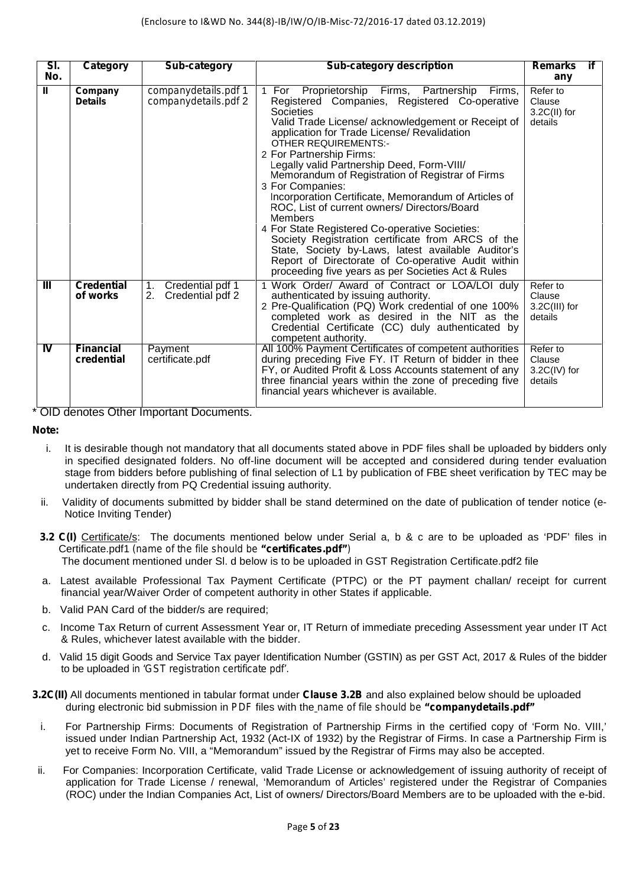(Enclosure to I&WD No. 344(8)-IB/IW/O/IB-Misc-72/2016-17 dated 03.12.2019)

| Sl. No. | Category | Sub-category | Sub-category description | Remarks if any |
|---|---|---|---|---|
| II | **Company Details** | companydetails.pdf 1 companydetails.pdf 2 | 1 For Proprietorship Firms, Partnership Firms, Registered Companies, Registered Co-operative Societies Valid Trade License/ acknowledgement or Receipt of application for Trade License/ Revalidation OTHER REQUIREMENTS:- 2 For Partnership Firms: Legally valid Partnership Deed, Form-VIII/ Memorandum of Registration of Registrar of Firms 3 For Companies: Incorporation Certificate, Memorandum of Articles of ROC, List of current owners/ Directors/Board Members 4 For State Registered Co-operative Societies: Society Registration certificate from ARCS of the State, Society by-Laws, latest available Auditor's Report of Directorate of Co-operative Audit within proceeding five years as per Societies Act & Rules | Refer to Clause 3.2C(II) for details |
| III | **Credential of works** | 1. Credential pdf 1 2. Credential pdf 2 | 1 Work Order/ Award of Contract or LOA/LOI duly authenticated by issuing authority. 2 Pre-Qualification (PQ) Work credential of one 100% completed work as desired in the NIT as the Credential Certificate (CC) duly authenticated by competent authority. | Refer to Clause 3.2C(III) for details |
| IV | **Financial credential** | Payment certificate.pdf | All 100% Payment Certificates of competent authorities during preceding Five FY. IT Return of bidder in thee FY, or Audited Profit & Loss Accounts statement of any three financial years within the zone of preceding five financial years whichever is available. | Refer to Clause 3.2C(IV) for details |

\* OID denotes Other Important Documents.

**Note:**

i. It is desirable though not mandatory that all documents stated above in PDF files shall be uploaded by bidders only in specified designated folders. No off-line document will be accepted and considered during tender evaluation stage from bidders before publishing of final selection of L1 by publication of FBE sheet verification by TEC may be undertaken directly from PQ Credential issuing authority.

ii. Validity of documents submitted by bidder shall be stand determined on the date of publication of tender notice (e-Notice Inviting Tender)

**3.2 C(I)** Certificate/s: The documents mentioned below under Serial a, b & c are to be uploaded as 'PDF' files in Certificate.pdf1 (name of the file should be **"certificates.pdf"**)
The document mentioned under Sl. d below is to be uploaded in GST Registration Certificate.pdf2 file

a. Latest available Professional Tax Payment Certificate (PTPC) or the PT payment challan/ receipt for current financial year/Waiver Order of competent authority in other States if applicable.

b. Valid PAN Card of the bidder/s are required;

c. Income Tax Return of current Assessment Year or, IT Return of immediate preceding Assessment year under IT Act & Rules, whichever latest available with the bidder.

d. Valid 15 digit Goods and Service Tax payer Identification Number (GSTIN) as per GST Act, 2017 & Rules of the bidder to be uploaded in 'GST registration certificate pdf'.

**3.2C(II)** All documents mentioned in tabular format under **Clause 3.2B** and also explained below should be uploaded during electronic bid submission in PDF files with the name of file should be **"companydetails.pdf"**

i. For Partnership Firms: Documents of Registration of Partnership Firms in the certified copy of 'Form No. VIII,' issued under Indian Partnership Act, 1932 (Act-IX of 1932) by the Registrar of Firms. In case a Partnership Firm is yet to receive Form No. VIII, a "Memorandum" issued by the Registrar of Firms may also be accepted.

ii. For Companies: Incorporation Certificate, valid Trade License or acknowledgement of issuing authority of receipt of application for Trade License / renewal, 'Memorandum of Articles' registered under the Registrar of Companies (ROC) under the Indian Companies Act, List of owners/ Directors/Board Members are to be uploaded with the e-bid.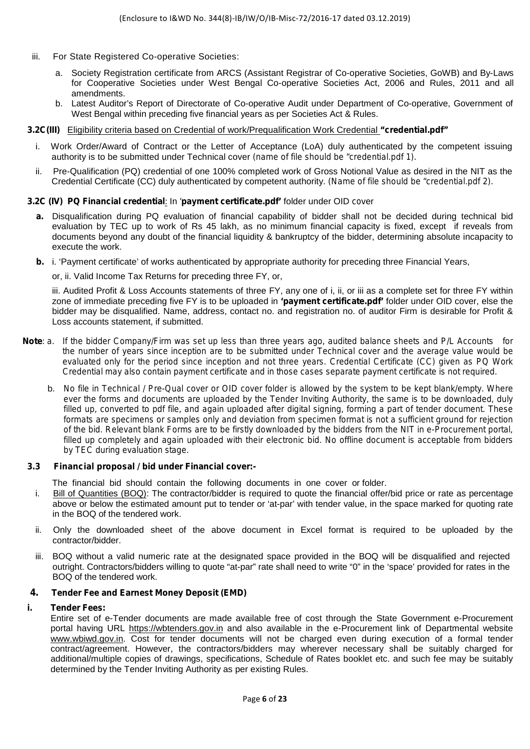(Enclosure to I&WD No. 344(8)-IB/IW/O/IB-Misc-72/2016-17 dated 03.12.2019)

iii. For State Registered Co-operative Societies:

a. Society Registration certificate from ARCS (Assistant Registrar of Co-operative Societies, GoWB) and By-Laws for Cooperative Societies under West Bengal Co-operative Societies Act, 2006 and Rules, 2011 and all amendments.

b. Latest Auditor's Report of Directorate of Co-operative Audit under Department of Co-operative, Government of West Bengal within preceding five financial years as per Societies Act & Rules.

**3.2C(III)** Eligibility criteria based on Credential of work/Prequalification Work Credential **"credential.pdf"**

i. Work Order/Award of Contract or the Letter of Acceptance (LoA) duly authenticated by the competent issuing authority is to be submitted under Technical cover (name of file should be "credential.pdf 1).

ii. Pre-Qualification (PQ) credential of one 100% completed work of Gross Notional Value as desired in the NIT as the Credential Certificate (CC) duly authenticated by competent authority. (Name of file should be "credential.pdf 2).

**3.2C (IV) PQ Financial credential**: In '**payment certificate.pdf'** folder under OID cover

**a.** Disqualification during PQ evaluation of financial capability of bidder shall not be decided during technical bid evaluation by TEC up to work of Rs 45 lakh, as no minimum financial capacity is fixed, except if reveals from documents beyond any doubt of the financial liquidity & bankruptcy of the bidder, determining absolute incapacity to execute the work.

**b.** i. 'Payment certificate' of works authenticated by appropriate authority for preceding three Financial Years,

or, ii. Valid Income Tax Returns for preceding three FY, or,

iii. Audited Profit & Loss Accounts statements of three FY, any one of i, ii, or iii as a complete set for three FY within zone of immediate preceding five FY is to be uploaded in **'payment certificate.pdf'** folder under OID cover, else the bidder may be disqualified. Name, address, contact no. and registration no. of auditor Firm is desirable for Profit & Loss accounts statement, if submitted.

**Note**: a. If the bidder Company/Firm was set up less than three years ago, audited balance sheets and P/L Accounts for the number of years since inception are to be submitted under Technical cover and the average value would be evaluated only for the period since inception and not three years. Credential Certificate (CC) given as PQ Work Credential may also contain payment certificate and in those cases separate payment certificate is not required.

b. No file in Technical / Pre-Qual cover or OID cover folder is allowed by the system to be kept blank/empty. Where ever the forms and documents are uploaded by the Tender Inviting Authority, the same is to be downloaded, duly filled up, converted to pdf file, and again uploaded after digital signing, forming a part of tender document. These formats are specimens or samples only and deviation from specimen format is not a sufficient ground for rejection of the bid. Relevant blank Forms are to be firstly downloaded by the bidders from the NIT in e-Procurement portal, filled up completely and again uploaded with their electronic bid. No offline document is acceptable from bidders by TEC during evaluation stage.

### 3.3 Financial proposal / bid under Financial cover:-

The financial bid should contain the following documents in one cover or folder.

i. Bill of Quantities (BOQ): The contractor/bidder is required to quote the financial offer/bid price or rate as percentage above or below the estimated amount put to tender or 'at-par' with tender value, in the space marked for quoting rate in the BOQ of the tendered work.

ii. Only the downloaded sheet of the above document in Excel format is required to be uploaded by the contractor/bidder.

iii. BOQ without a valid numeric rate at the designated space provided in the BOQ will be disqualified and rejected outright. Contractors/bidders willing to quote "at-par" rate shall need to write "0" in the 'space' provided for rates in the BOQ of the tendered work.

## 4. Tender Fee and Earnest Money Deposit (EMD)

**i. Tender Fees:**

Entire set of e-Tender documents are made available free of cost through the State Government e-Procurement portal having URL https://wbtenders.gov.in and also available in the e-Procurement link of Departmental website www.wbiwd.gov.in. Cost for tender documents will not be charged even during execution of a formal tender contract/agreement. However, the contractors/bidders may wherever necessary shall be suitably charged for additional/multiple copies of drawings, specifications, Schedule of Rates booklet etc. and such fee may be suitably determined by the Tender Inviting Authority as per existing Rules.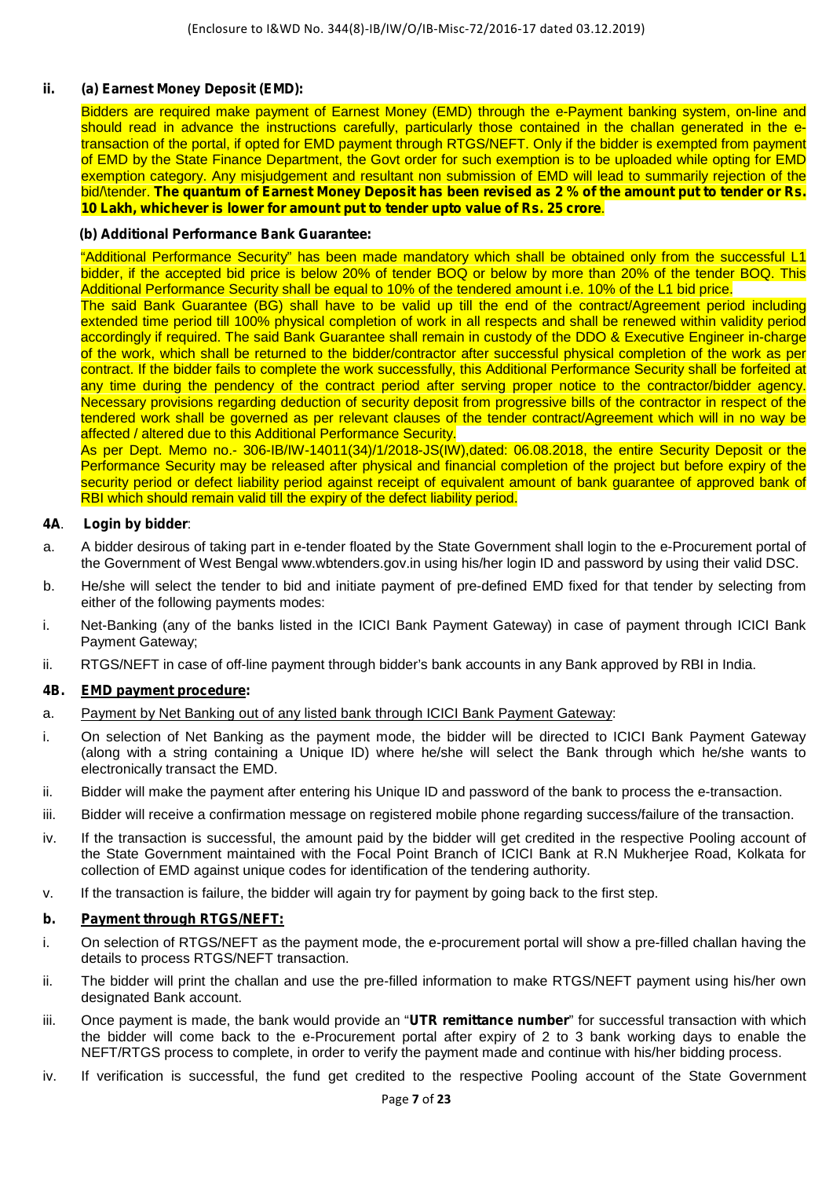**ii. (a) Earnest Money Deposit (EMD):**

Bidders are required make payment of Earnest Money (EMD) through the e-Payment banking system, on-line and should read in advance the instructions carefully, particularly those contained in the challan generated in the e-transaction of the portal, if opted for EMD payment through RTGS/NEFT. Only if the bidder is exempted from payment of EMD by the State Finance Department, the Govt order for such exemption is to be uploaded while opting for EMD exemption category. Any misjudgement and resultant non submission of EMD will lead to summarily rejection of the bid/\tender. **The quantum of Earnest Money Deposit has been revised as 2 % of the amount put to tender or Rs. 10 Lakh, whichever is lower for amount put to tender upto value of Rs. 25 crore**.

**(b) Additional Performance Bank Guarantee:**

"Additional Performance Security" has been made mandatory which shall be obtained only from the successful L1 bidder, if the accepted bid price is below 20% of tender BOQ or below by more than 20% of the tender BOQ. This Additional Performance Security shall be equal to 10% of the tendered amount i.e. 10% of the L1 bid price.

The said Bank Guarantee (BG) shall have to be valid up till the end of the contract/Agreement period including extended time period till 100% physical completion of work in all respects and shall be renewed within validity period accordingly if required. The said Bank Guarantee shall remain in custody of the DDO & Executive Engineer in-charge of the work, which shall be returned to the bidder/contractor after successful physical completion of the work as per contract. If the bidder fails to complete the work successfully, this Additional Performance Security shall be forfeited at any time during the pendency of the contract period after serving proper notice to the contractor/bidder agency. Necessary provisions regarding deduction of security deposit from progressive bills of the contractor in respect of the tendered work shall be governed as per relevant clauses of the tender contract/Agreement which will in no way be affected / altered due to this Additional Performance Security.

As per Dept. Memo no.- 306-IB/IW-14011(34)/1/2018-JS(IW),dated: 06.08.2018, the entire Security Deposit or the Performance Security may be released after physical and financial completion of the project but before expiry of the security period or defect liability period against receipt of equivalent amount of bank guarantee of approved bank of RBI which should remain valid till the expiry of the defect liability period.

**4A. Login by bidder**:

a. A bidder desirous of taking part in e-tender floated by the State Government shall login to the e-Procurement portal of the Government of West Bengal www.wbtenders.gov.in using his/her login ID and password by using their valid DSC.

b. He/she will select the tender to bid and initiate payment of pre-defined EMD fixed for that tender by selecting from either of the following payments modes:

i. Net-Banking (any of the banks listed in the ICICI Bank Payment Gateway) in case of payment through ICICI Bank Payment Gateway;

ii. RTGS/NEFT in case of off-line payment through bidder's bank accounts in any Bank approved by RBI in India.

**4B. <u>EMD payment procedure</u>:**

a. <u>Payment by Net Banking out of any listed bank through ICICI Bank Payment Gateway</u>:

i. On selection of Net Banking as the payment mode, the bidder will be directed to ICICI Bank Payment Gateway (along with a string containing a Unique ID) where he/she will select the Bank through which he/she wants to electronically transact the EMD.

ii. Bidder will make the payment after entering his Unique ID and password of the bank to process the e-transaction.

iii. Bidder will receive a confirmation message on registered mobile phone regarding success/failure of the transaction.

iv. If the transaction is successful, the amount paid by the bidder will get credited in the respective Pooling account of the State Government maintained with the Focal Point Branch of ICICI Bank at R.N Mukherjee Road, Kolkata for collection of EMD against unique codes for identification of the tendering authority.

v. If the transaction is failure, the bidder will again try for payment by going back to the first step.

**b. <u>Payment through RTGS/NEFT:</u>**

i. On selection of RTGS/NEFT as the payment mode, the e-procurement portal will show a pre-filled challan having the details to process RTGS/NEFT transaction.

ii. The bidder will print the challan and use the pre-filled information to make RTGS/NEFT payment using his/her own designated Bank account.

iii. Once payment is made, the bank would provide an "**UTR remittance number**" for successful transaction with which the bidder will come back to the e-Procurement portal after expiry of 2 to 3 bank working days to enable the NEFT/RTGS process to complete, in order to verify the payment made and continue with his/her bidding process.

iv. If verification is successful, the fund get credited to the respective Pooling account of the State Government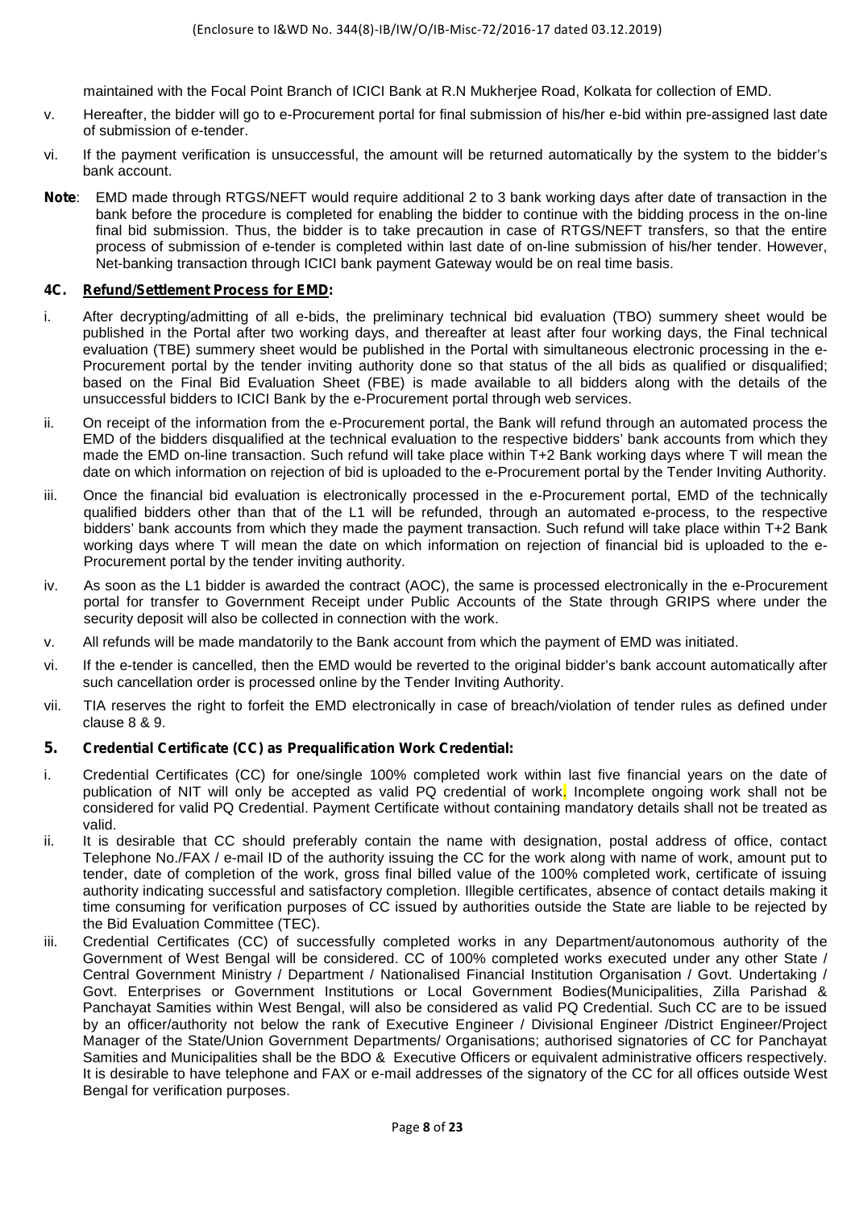maintained with the Focal Point Branch of ICICI Bank at R.N Mukherjee Road, Kolkata for collection of EMD.

v. Hereafter, the bidder will go to e-Procurement portal for final submission of his/her e-bid within pre-assigned last date of submission of e-tender.

vi. If the payment verification is unsuccessful, the amount will be returned automatically by the system to the bidder's bank account.

**Note**: EMD made through RTGS/NEFT would require additional 2 to 3 bank working days after date of transaction in the bank before the procedure is completed for enabling the bidder to continue with the bidding process in the on-line final bid submission. Thus, the bidder is to take precaution in case of RTGS/NEFT transfers, so that the entire process of submission of e-tender is completed within last date of on-line submission of his/her tender. However, Net-banking transaction through ICICI bank payment Gateway would be on real time basis.

### 4C. Refund/Settlement Process for EMD:

i. After decrypting/admitting of all e-bids, the preliminary technical bid evaluation (TBO) summery sheet would be published in the Portal after two working days, and thereafter at least after four working days, the Final technical evaluation (TBE) summery sheet would be published in the Portal with simultaneous electronic processing in the e-Procurement portal by the tender inviting authority done so that status of the all bids as qualified or disqualified; based on the Final Bid Evaluation Sheet (FBE) is made available to all bidders along with the details of the unsuccessful bidders to ICICI Bank by the e-Procurement portal through web services.

ii. On receipt of the information from the e-Procurement portal, the Bank will refund through an automated process the EMD of the bidders disqualified at the technical evaluation to the respective bidders' bank accounts from which they made the EMD on-line transaction. Such refund will take place within T+2 Bank working days where T will mean the date on which information on rejection of bid is uploaded to the e-Procurement portal by the Tender Inviting Authority.

iii. Once the financial bid evaluation is electronically processed in the e-Procurement portal, EMD of the technically qualified bidders other than that of the L1 will be refunded, through an automated e-process, to the respective bidders' bank accounts from which they made the payment transaction. Such refund will take place within T+2 Bank working days where T will mean the date on which information on rejection of financial bid is uploaded to the e-Procurement portal by the tender inviting authority.

iv. As soon as the L1 bidder is awarded the contract (AOC), the same is processed electronically in the e-Procurement portal for transfer to Government Receipt under Public Accounts of the State through GRIPS where under the security deposit will also be collected in connection with the work.

v. All refunds will be made mandatorily to the Bank account from which the payment of EMD was initiated.

vi. If the e-tender is cancelled, then the EMD would be reverted to the original bidder's bank account automatically after such cancellation order is processed online by the Tender Inviting Authority.

vii. TIA reserves the right to forfeit the EMD electronically in case of breach/violation of tender rules as defined under clause 8 & 9.

## 5. Credential Certificate (CC) as Prequalification Work Credential:

i. Credential Certificates (CC) for one/single 100% completed work within last five financial years on the date of publication of NIT will only be accepted as valid PQ credential of work. Incomplete ongoing work shall not be considered for valid PQ Credential. Payment Certificate without containing mandatory details shall not be treated as valid.

ii. It is desirable that CC should preferably contain the name with designation, postal address of office, contact Telephone No./FAX / e-mail ID of the authority issuing the CC for the work along with name of work, amount put to tender, date of completion of the work, gross final billed value of the 100% completed work, certificate of issuing authority indicating successful and satisfactory completion. Illegible certificates, absence of contact details making it time consuming for verification purposes of CC issued by authorities outside the State are liable to be rejected by the Bid Evaluation Committee (TEC).

iii. Credential Certificates (CC) of successfully completed works in any Department/autonomous authority of the Government of West Bengal will be considered. CC of 100% completed works executed under any other State / Central Government Ministry / Department / Nationalised Financial Institution Organisation / Govt. Undertaking / Govt. Enterprises or Government Institutions or Local Government Bodies(Municipalities, Zilla Parishad & Panchayat Samities within West Bengal, will also be considered as valid PQ Credential. Such CC are to be issued by an officer/authority not below the rank of Executive Engineer / Divisional Engineer /District Engineer/Project Manager of the State/Union Government Departments/ Organisations; authorised signatories of CC for Panchayat Samities and Municipalities shall be the BDO & Executive Officers or equivalent administrative officers respectively. It is desirable to have telephone and FAX or e-mail addresses of the signatory of the CC for all offices outside West Bengal for verification purposes.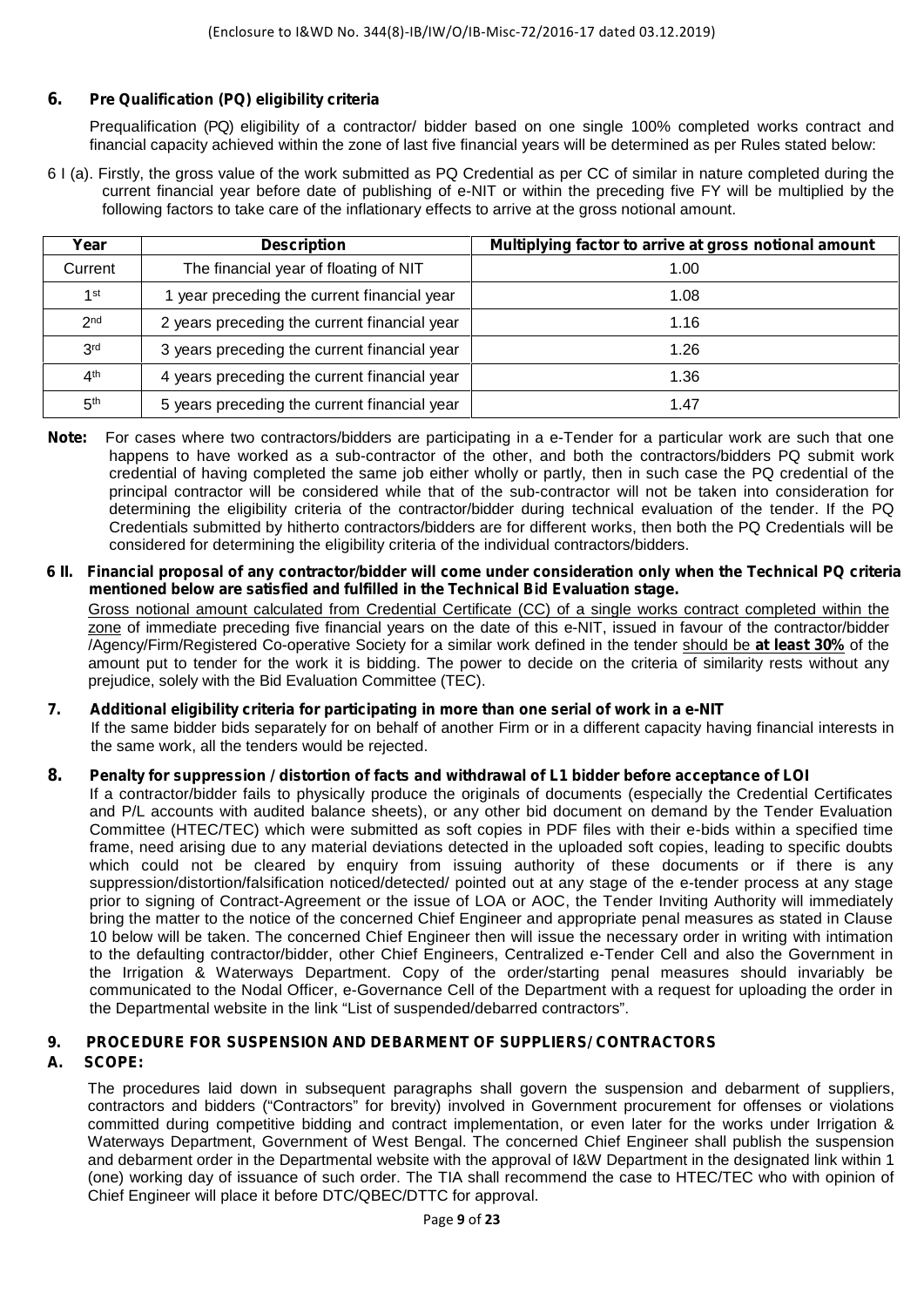(Enclosure to I&WD No. 344(8)-IB/IW/O/IB-Misc-72/2016-17 dated 03.12.2019)

## 6. Pre Qualification (PQ) eligibility criteria

Prequalification (PQ) eligibility of a contractor/ bidder based on one single 100% completed works contract and financial capacity achieved within the zone of last five financial years will be determined as per Rules stated below:

6 I (a). Firstly, the gross value of the work submitted as PQ Credential as per CC of similar in nature completed during the current financial year before date of publishing of e-NIT or within the preceding five FY will be multiplied by the following factors to take care of the inflationary effects to arrive at the gross notional amount.

| Year | Description | Multiplying factor to arrive at gross notional amount |
|---|---|---|
| Current | The financial year of floating of NIT | 1.00 |
| 1st | 1 year preceding the current financial year | 1.08 |
| 2nd | 2 years preceding the current financial year | 1.16 |
| 3rd | 3 years preceding the current financial year | 1.26 |
| 4th | 4 years preceding the current financial year | 1.36 |
| 5th | 5 years preceding the current financial year | 1.47 |

**Note:** For cases where two contractors/bidders are participating in a e-Tender for a particular work are such that one happens to have worked as a sub-contractor of the other, and both the contractors/bidders PQ submit work credential of having completed the same job either wholly or partly, then in such case the PQ credential of the principal contractor will be considered while that of the sub-contractor will not be taken into consideration for determining the eligibility criteria of the contractor/bidder during technical evaluation of the tender. If the PQ Credentials submitted by hitherto contractors/bidders are for different works, then both the PQ Credentials will be considered for determining the eligibility criteria of the individual contractors/bidders.

**6 II. Financial proposal of any contractor/bidder will come under consideration only when the Technical PQ criteria mentioned below are satisfied and fulfilled in the Technical Bid Evaluation stage.**

Gross notional amount calculated from Credential Certificate (CC) of a single works contract completed within the zone of immediate preceding five financial years on the date of this e-NIT, issued in favour of the contractor/bidder /Agency/Firm/Registered Co-operative Society for a similar work defined in the tender should be **at least 30%** of the amount put to tender for the work it is bidding. The power to decide on the criteria of similarity rests without any prejudice, solely with the Bid Evaluation Committee (TEC).

## 7. Additional eligibility criteria for participating in more than one serial of work in a e-NIT

If the same bidder bids separately for on behalf of another Firm or in a different capacity having financial interests in the same work, all the tenders would be rejected.

## 8. Penalty for suppression / distortion of facts and withdrawal of L1 bidder before acceptance of LOI

If a contractor/bidder fails to physically produce the originals of documents (especially the Credential Certificates and P/L accounts with audited balance sheets), or any other bid document on demand by the Tender Evaluation Committee (HTEC/TEC) which were submitted as soft copies in PDF files with their e-bids within a specified time frame, need arising due to any material deviations detected in the uploaded soft copies, leading to specific doubts which could not be cleared by enquiry from issuing authority of these documents or if there is any suppression/distortion/falsification noticed/detected/ pointed out at any stage of the e-tender process at any stage prior to signing of Contract-Agreement or the issue of LOA or AOC, the Tender Inviting Authority will immediately bring the matter to the notice of the concerned Chief Engineer and appropriate penal measures as stated in Clause 10 below will be taken. The concerned Chief Engineer then will issue the necessary order in writing with intimation to the defaulting contractor/bidder, other Chief Engineers, Centralized e-Tender Cell and also the Government in the Irrigation & Waterways Department. Copy of the order/starting penal measures should invariably be communicated to the Nodal Officer, e-Governance Cell of the Department with a request for uploading the order in the Departmental website in the link "List of suspended/debarred contractors".

## 9. PROCEDURE FOR SUSPENSION AND DEBARMENT OF SUPPLIERS/ CONTRACTORS

### A. SCOPE:

The procedures laid down in subsequent paragraphs shall govern the suspension and debarment of suppliers, contractors and bidders ("Contractors" for brevity) involved in Government procurement for offenses or violations committed during competitive bidding and contract implementation, or even later for the works under Irrigation & Waterways Department, Government of West Bengal. The concerned Chief Engineer shall publish the suspension and debarment order in the Departmental website with the approval of I&W Department in the designated link within 1 (one) working day of issuance of such order. The TIA shall recommend the case to HTEC/TEC who with opinion of Chief Engineer will place it before DTC/QBEC/DTTC for approval.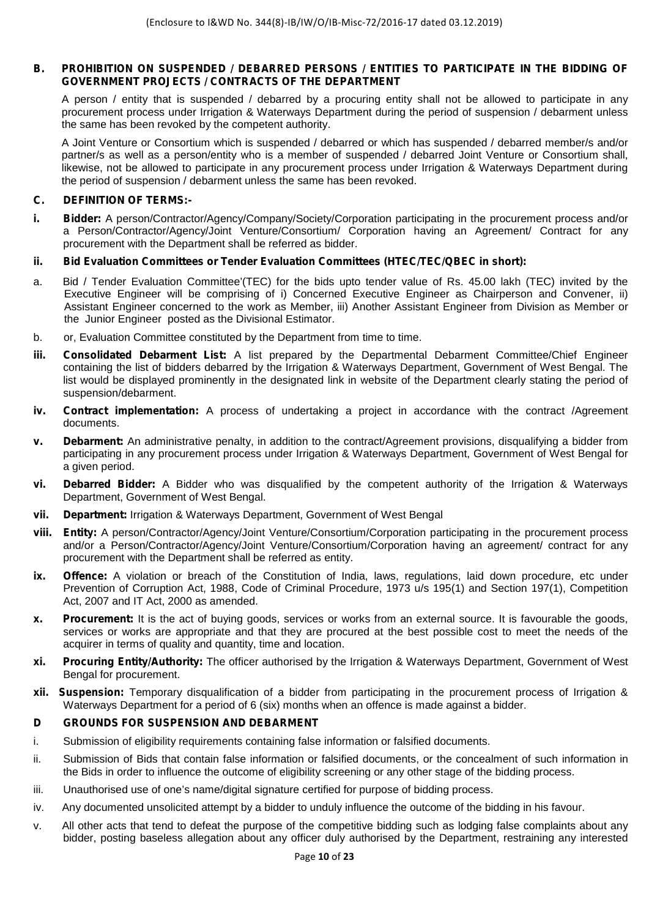**B. PROHIBITION ON SUSPENDED / DEBARRED PERSONS / ENTITIES TO PARTICIPATE IN THE BIDDING OF GOVERNMENT PROJECTS / CONTRACTS OF THE DEPARTMENT**

A person / entity that is suspended / debarred by a procuring entity shall not be allowed to participate in any procurement process under Irrigation & Waterways Department during the period of suspension / debarment unless the same has been revoked by the competent authority.

A Joint Venture or Consortium which is suspended / debarred or which has suspended / debarred member/s and/or partner/s as well as a person/entity who is a member of suspended / debarred Joint Venture or Consortium shall, likewise, not be allowed to participate in any procurement process under Irrigation & Waterways Department during the period of suspension / debarment unless the same has been revoked.

**C. DEFINITION OF TERMS:-**

**i. Bidder:** A person/Contractor/Agency/Company/Society/Corporation participating in the procurement process and/or a Person/Contractor/Agency/Joint Venture/Consortium/ Corporation having an Agreement/ Contract for any procurement with the Department shall be referred as bidder.

**ii. Bid Evaluation Committees or Tender Evaluation Committees (HTEC/TEC/QBEC in short):**

a. Bid / Tender Evaluation Committee'(TEC) for the bids upto tender value of Rs. 45.00 lakh (TEC) invited by the Executive Engineer will be comprising of i) Concerned Executive Engineer as Chairperson and Convener, ii) Assistant Engineer concerned to the work as Member, iii) Another Assistant Engineer from Division as Member or the Junior Engineer posted as the Divisional Estimator.

b. or, Evaluation Committee constituted by the Department from time to time.

**iii. Consolidated Debarment List:** A list prepared by the Departmental Debarment Committee/Chief Engineer containing the list of bidders debarred by the Irrigation & Waterways Department, Government of West Bengal. The list would be displayed prominently in the designated link in website of the Department clearly stating the period of suspension/debarment.

**iv. Contract implementation:** A process of undertaking a project in accordance with the contract /Agreement documents.

**v. Debarment:** An administrative penalty, in addition to the contract/Agreement provisions, disqualifying a bidder from participating in any procurement process under Irrigation & Waterways Department, Government of West Bengal for a given period.

**vi. Debarred Bidder:** A Bidder who was disqualified by the competent authority of the Irrigation & Waterways Department, Government of West Bengal.

**vii. Department:** Irrigation & Waterways Department, Government of West Bengal

**viii. Entity:** A person/Contractor/Agency/Joint Venture/Consortium/Corporation participating in the procurement process and/or a Person/Contractor/Agency/Joint Venture/Consortium/Corporation having an agreement/ contract for any procurement with the Department shall be referred as entity.

**ix. Offence:** A violation or breach of the Constitution of India, laws, regulations, laid down procedure, etc under Prevention of Corruption Act, 1988, Code of Criminal Procedure, 1973 u/s 195(1) and Section 197(1), Competition Act, 2007 and IT Act, 2000 as amended.

**x. Procurement:** It is the act of buying goods, services or works from an external source. It is favourable the goods, services or works are appropriate and that they are procured at the best possible cost to meet the needs of the acquirer in terms of quality and quantity, time and location.

**xi. Procuring Entity/Authority:** The officer authorised by the Irrigation & Waterways Department, Government of West Bengal for procurement.

**xii. Suspension:** Temporary disqualification of a bidder from participating in the procurement process of Irrigation & Waterways Department for a period of 6 (six) months when an offence is made against a bidder.

**D GROUNDS FOR SUSPENSION AND DEBARMENT**

i. Submission of eligibility requirements containing false information or falsified documents.

ii. Submission of Bids that contain false information or falsified documents, or the concealment of such information in the Bids in order to influence the outcome of eligibility screening or any other stage of the bidding process.

iii. Unauthorised use of one's name/digital signature certified for purpose of bidding process.

iv. Any documented unsolicited attempt by a bidder to unduly influence the outcome of the bidding in his favour.

v. All other acts that tend to defeat the purpose of the competitive bidding such as lodging false complaints about any bidder, posting baseless allegation about any officer duly authorised by the Department, restraining any interested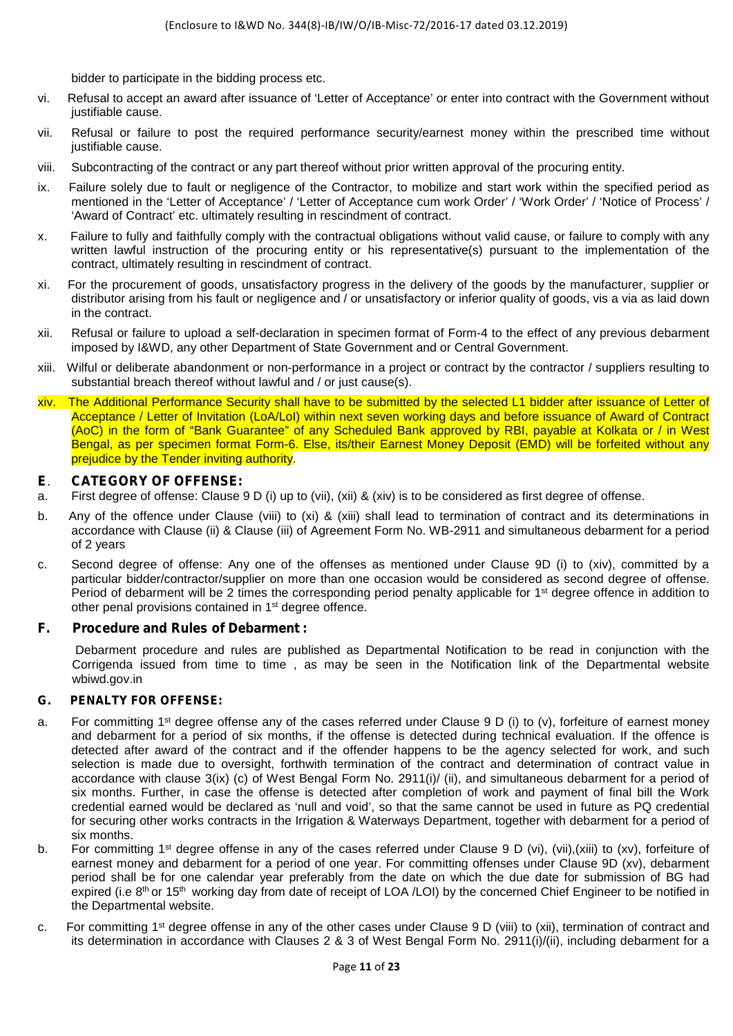bidder to participate in the bidding process etc.

vi. Refusal to accept an award after issuance of 'Letter of Acceptance' or enter into contract with the Government without justifiable cause.

vii. Refusal or failure to post the required performance security/earnest money within the prescribed time without justifiable cause.

viii. Subcontracting of the contract or any part thereof without prior written approval of the procuring entity.

ix. Failure solely due to fault or negligence of the Contractor, to mobilize and start work within the specified period as mentioned in the 'Letter of Acceptance' / 'Letter of Acceptance cum work Order' / 'Work Order' / 'Notice of Process' / 'Award of Contract' etc. ultimately resulting in rescindment of contract.

x. Failure to fully and faithfully comply with the contractual obligations without valid cause, or failure to comply with any written lawful instruction of the procuring entity or his representative(s) pursuant to the implementation of the contract, ultimately resulting in rescindment of contract.

xi. For the procurement of goods, unsatisfactory progress in the delivery of the goods by the manufacturer, supplier or distributor arising from his fault or negligence and / or unsatisfactory or inferior quality of goods, vis a via as laid down in the contract.

xii. Refusal or failure to upload a self-declaration in specimen format of Form-4 to the effect of any previous debarment imposed by I&WD, any other Department of State Government and or Central Government.

xiii. Wilful or deliberate abandonment or non-performance in a project or contract by the contractor / suppliers resulting to substantial breach thereof without lawful and / or just cause(s).

xiv. The Additional Performance Security shall have to be submitted by the selected L1 bidder after issuance of Letter of Acceptance / Letter of Invitation (LoA/LoI) within next seven working days and before issuance of Award of Contract (AoC) in the form of "Bank Guarantee" of any Scheduled Bank approved by RBI, payable at Kolkata or / in West Bengal, as per specimen format Form-6. Else, its/their Earnest Money Deposit (EMD) will be forfeited without any prejudice by the Tender inviting authority.

## E. CATEGORY OF OFFENSE:

a. First degree of offense: Clause 9 D (i) up to (vii), (xii) & (xiv) is to be considered as first degree of offense.

b. Any of the offence under Clause (viii) to (xi) & (xiii) shall lead to termination of contract and its determinations in accordance with Clause (ii) & Clause (iii) of Agreement Form No. WB-2911 and simultaneous debarment for a period of 2 years

c. Second degree of offense: Any one of the offenses as mentioned under Clause 9D (i) to (xiv), committed by a particular bidder/contractor/supplier on more than one occasion would be considered as second degree of offense. Period of debarment will be 2 times the corresponding period penalty applicable for 1st degree offence in addition to other penal provisions contained in 1st degree offence.

## F. Procedure and Rules of Debarment :

Debarment procedure and rules are published as Departmental Notification to be read in conjunction with the Corrigenda issued from time to time , as may be seen in the Notification link of the Departmental website wbiwd.gov.in

## G. PENALTY FOR OFFENSE:

a. For committing 1st degree offense any of the cases referred under Clause 9 D (i) to (v), forfeiture of earnest money and debarment for a period of six months, if the offense is detected during technical evaluation. If the offence is detected after award of the contract and if the offender happens to be the agency selected for work, and such selection is made due to oversight, forthwith termination of the contract and determination of contract value in accordance with clause 3(ix) (c) of West Bengal Form No. 2911(i)/ (ii), and simultaneous debarment for a period of six months. Further, in case the offense is detected after completion of work and payment of final bill the Work credential earned would be declared as 'null and void', so that the same cannot be used in future as PQ credential for securing other works contracts in the Irrigation & Waterways Department, together with debarment for a period of six months.

b. For committing 1st degree offense in any of the cases referred under Clause 9 D (vi), (vii),(xiii) to (xv), forfeiture of earnest money and debarment for a period of one year. For committing offenses under Clause 9D (xv), debarment period shall be for one calendar year preferably from the date on which the due date for submission of BG had expired (i.e 8th or 15th working day from date of receipt of LOA /LOI) by the concerned Chief Engineer to be notified in the Departmental website.

c. For committing 1st degree offense in any of the other cases under Clause 9 D (viii) to (xii), termination of contract and its determination in accordance with Clauses 2 & 3 of West Bengal Form No. 2911(i)/(ii), including debarment for a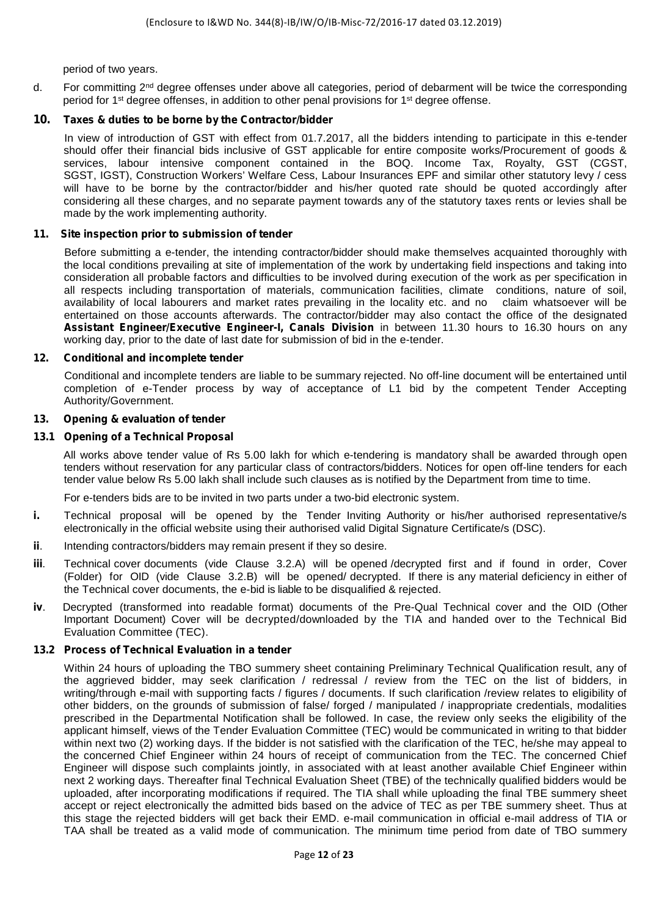period of two years.

d. For committing 2nd degree offenses under above all categories, period of debarment will be twice the corresponding period for 1st degree offenses, in addition to other penal provisions for 1st degree offense.

## 10. Taxes & duties to be borne by the Contractor/bidder

In view of introduction of GST with effect from 01.7.2017, all the bidders intending to participate in this e-tender should offer their financial bids inclusive of GST applicable for entire composite works/Procurement of goods & services, labour intensive component contained in the BOQ. Income Tax, Royalty, GST (CGST, SGST, IGST), Construction Workers' Welfare Cess, Labour Insurances EPF and similar other statutory levy / cess will have to be borne by the contractor/bidder and his/her quoted rate should be quoted accordingly after considering all these charges, and no separate payment towards any of the statutory taxes rents or levies shall be made by the work implementing authority.

## 11. Site inspection prior to submission of tender

Before submitting a e-tender, the intending contractor/bidder should make themselves acquainted thoroughly with the local conditions prevailing at site of implementation of the work by undertaking field inspections and taking into consideration all probable factors and difficulties to be involved during execution of the work as per specification in all respects including transportation of materials, communication facilities, climate conditions, nature of soil, availability of local labourers and market rates prevailing in the locality etc. and no claim whatsoever will be entertained on those accounts afterwards. The contractor/bidder may also contact the office of the designated **Assistant Engineer/Executive Engineer-I, Canals Division** in between 11.30 hours to 16.30 hours on any working day, prior to the date of last date for submission of bid in the e-tender.

## 12. Conditional and incomplete tender

Conditional and incomplete tenders are liable to be summary rejected. No off-line document will be entertained until completion of e-Tender process by way of acceptance of L1 bid by the competent Tender Accepting Authority/Government.

## 13. Opening & evaluation of tender

### 13.1 Opening of a Technical Proposal

All works above tender value of Rs 5.00 lakh for which e-tendering is mandatory shall be awarded through open tenders without reservation for any particular class of contractors/bidders. Notices for open off-line tenders for each tender value below Rs 5.00 lakh shall include such clauses as is notified by the Department from time to time.

For e-tenders bids are to be invited in two parts under a two-bid electronic system.

**i.** Technical proposal will be opened by the Tender Inviting Authority or his/her authorised representative/s electronically in the official website using their authorised valid Digital Signature Certificate/s (DSC).

**ii**. Intending contractors/bidders may remain present if they so desire.

**iii**. Technical cover documents (vide Clause 3.2.A) will be opened /decrypted first and if found in order, Cover (Folder) for OID (vide Clause 3.2.B) will be opened/ decrypted. If there is any material deficiency in either of the Technical cover documents, the e-bid is liable to be disqualified & rejected.

**iv**. Decrypted (transformed into readable format) documents of the Pre-Qual Technical cover and the OID (Other Important Document) Cover will be decrypted/downloaded by the TIA and handed over to the Technical Bid Evaluation Committee (TEC).

### 13.2 Process of Technical Evaluation in a tender

Within 24 hours of uploading the TBO summery sheet containing Preliminary Technical Qualification result, any of the aggrieved bidder, may seek clarification / redressal / review from the TEC on the list of bidders, in writing/through e-mail with supporting facts / figures / documents. If such clarification /review relates to eligibility of other bidders, on the grounds of submission of false/ forged / manipulated / inappropriate credentials, modalities prescribed in the Departmental Notification shall be followed. In case, the review only seeks the eligibility of the applicant himself, views of the Tender Evaluation Committee (TEC) would be communicated in writing to that bidder within next two (2) working days. If the bidder is not satisfied with the clarification of the TEC, he/she may appeal to the concerned Chief Engineer within 24 hours of receipt of communication from the TEC. The concerned Chief Engineer will dispose such complaints jointly, in associated with at least another available Chief Engineer within next 2 working days. Thereafter final Technical Evaluation Sheet (TBE) of the technically qualified bidders would be uploaded, after incorporating modifications if required. The TIA shall while uploading the final TBE summery sheet accept or reject electronically the admitted bids based on the advice of TEC as per TBE summery sheet. Thus at this stage the rejected bidders will get back their EMD. e-mail communication in official e-mail address of TIA or TAA shall be treated as a valid mode of communication. The minimum time period from date of TBO summery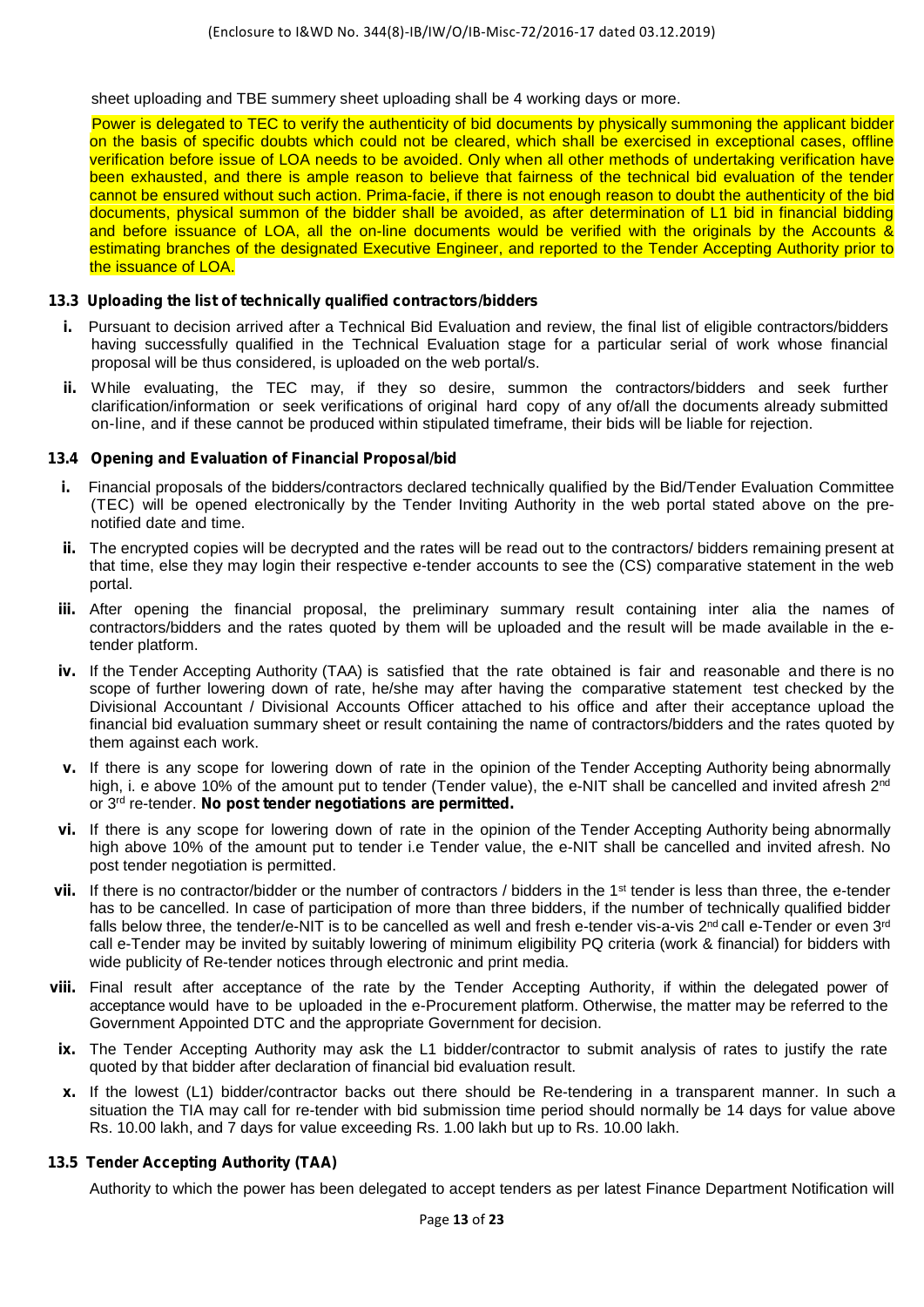sheet uploading and TBE summery sheet uploading shall be 4 working days or more.

Power is delegated to TEC to verify the authenticity of bid documents by physically summoning the applicant bidder on the basis of specific doubts which could not be cleared, which shall be exercised in exceptional cases, offline verification before issue of LOA needs to be avoided. Only when all other methods of undertaking verification have been exhausted, and there is ample reason to believe that fairness of the technical bid evaluation of the tender cannot be ensured without such action. Prima-facie, if there is not enough reason to doubt the authenticity of the bid documents, physical summon of the bidder shall be avoided, as after determination of L1 bid in financial bidding and before issuance of LOA, all the on-line documents would be verified with the originals by the Accounts & estimating branches of the designated Executive Engineer, and reported to the Tender Accepting Authority prior to the issuance of LOA.

**13.3 Uploading the list of technically qualified contractors/bidders**

**i.** Pursuant to decision arrived after a Technical Bid Evaluation and review, the final list of eligible contractors/bidders having successfully qualified in the Technical Evaluation stage for a particular serial of work whose financial proposal will be thus considered, is uploaded on the web portal/s.

**ii.** While evaluating, the TEC may, if they so desire, summon the contractors/bidders and seek further clarification/information or seek verifications of original hard copy of any of/all the documents already submitted on-line, and if these cannot be produced within stipulated timeframe, their bids will be liable for rejection.

**13.4 Opening and Evaluation of Financial Proposal/bid**

**i.** Financial proposals of the bidders/contractors declared technically qualified by the Bid/Tender Evaluation Committee (TEC) will be opened electronically by the Tender Inviting Authority in the web portal stated above on the pre-notified date and time.

**ii.** The encrypted copies will be decrypted and the rates will be read out to the contractors/ bidders remaining present at that time, else they may login their respective e-tender accounts to see the (CS) comparative statement in the web portal.

**iii.** After opening the financial proposal, the preliminary summary result containing inter alia the names of contractors/bidders and the rates quoted by them will be uploaded and the result will be made available in the e-tender platform.

**iv.** If the Tender Accepting Authority (TAA) is satisfied that the rate obtained is fair and reasonable and there is no scope of further lowering down of rate, he/she may after having the comparative statement test checked by the Divisional Accountant / Divisional Accounts Officer attached to his office and after their acceptance upload the financial bid evaluation summary sheet or result containing the name of contractors/bidders and the rates quoted by them against each work.

**v.** If there is any scope for lowering down of rate in the opinion of the Tender Accepting Authority being abnormally high, i. e above 10% of the amount put to tender (Tender value), the e-NIT shall be cancelled and invited afresh 2nd or 3rd re-tender. **No post tender negotiations are permitted.**

**vi.** If there is any scope for lowering down of rate in the opinion of the Tender Accepting Authority being abnormally high above 10% of the amount put to tender i.e Tender value, the e-NIT shall be cancelled and invited afresh. No post tender negotiation is permitted.

**vii.** If there is no contractor/bidder or the number of contractors / bidders in the 1st tender is less than three, the e-tender has to be cancelled. In case of participation of more than three bidders, if the number of technically qualified bidder falls below three, the tender/e-NIT is to be cancelled as well and fresh e-tender vis-a-vis 2nd call e-Tender or even 3rd call e-Tender may be invited by suitably lowering of minimum eligibility PQ criteria (work & financial) for bidders with wide publicity of Re-tender notices through electronic and print media.

**viii.** Final result after acceptance of the rate by the Tender Accepting Authority, if within the delegated power of acceptance would have to be uploaded in the e-Procurement platform. Otherwise, the matter may be referred to the Government Appointed DTC and the appropriate Government for decision.

**ix.** The Tender Accepting Authority may ask the L1 bidder/contractor to submit analysis of rates to justify the rate quoted by that bidder after declaration of financial bid evaluation result.

**x.** If the lowest (L1) bidder/contractor backs out there should be Re-tendering in a transparent manner. In such a situation the TIA may call for re-tender with bid submission time period should normally be 14 days for value above Rs. 10.00 lakh, and 7 days for value exceeding Rs. 1.00 lakh but up to Rs. 10.00 lakh.

**13.5 Tender Accepting Authority (TAA)**

Authority to which the power has been delegated to accept tenders as per latest Finance Department Notification will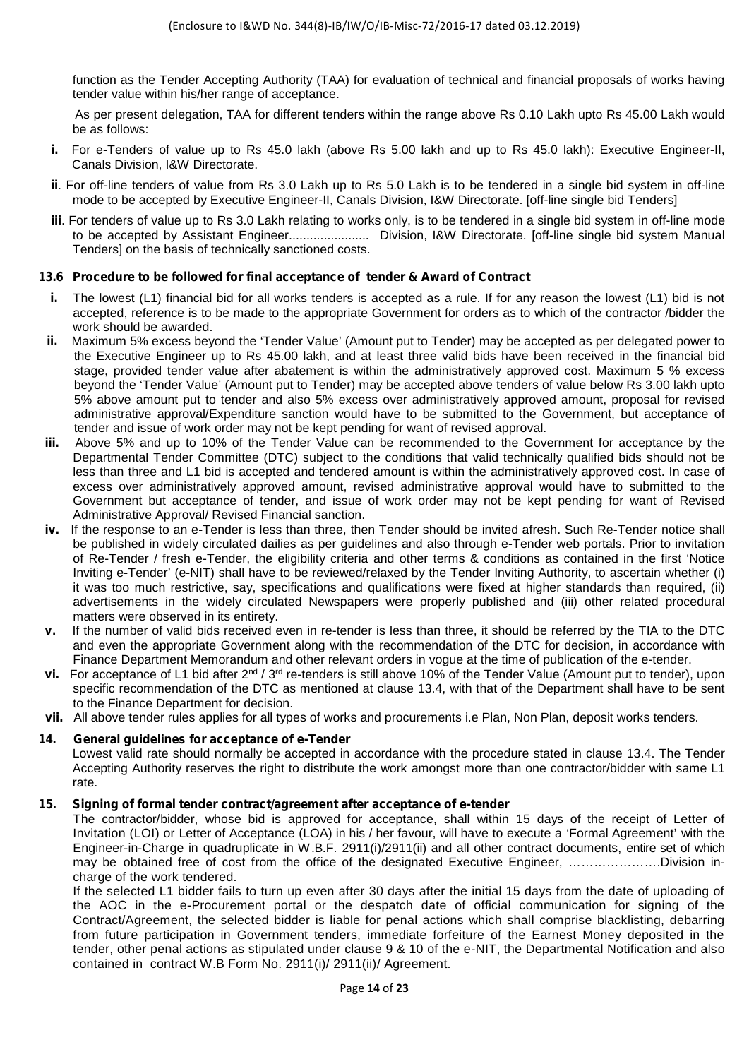function as the Tender Accepting Authority (TAA) for evaluation of technical and financial proposals of works having tender value within his/her range of acceptance.

As per present delegation, TAA for different tenders within the range above Rs 0.10 Lakh upto Rs 45.00 Lakh would be as follows:

- **i.** For e-Tenders of value up to Rs 45.0 lakh (above Rs 5.00 lakh and up to Rs 45.0 lakh): Executive Engineer-II, Canals Division, I&W Directorate.
- **ii**. For off-line tenders of value from Rs 3.0 Lakh up to Rs 5.0 Lakh is to be tendered in a single bid system in off-line mode to be accepted by Executive Engineer-II, Canals Division, I&W Directorate. [off-line single bid Tenders]
- **iii**. For tenders of value up to Rs 3.0 Lakh relating to works only, is to be tendered in a single bid system in off-line mode to be accepted by Assistant Engineer....................... Division, I&W Directorate. [off-line single bid system Manual Tenders] on the basis of technically sanctioned costs.

**13.6 Procedure to be followed for final acceptance of tender & Award of Contract**

- **i.** The lowest (L1) financial bid for all works tenders is accepted as a rule. If for any reason the lowest (L1) bid is not accepted, reference is to be made to the appropriate Government for orders as to which of the contractor /bidder the work should be awarded.
- **ii.** Maximum 5% excess beyond the 'Tender Value' (Amount put to Tender) may be accepted as per delegated power to the Executive Engineer up to Rs 45.00 lakh, and at least three valid bids have been received in the financial bid stage, provided tender value after abatement is within the administratively approved cost. Maximum 5 % excess beyond the 'Tender Value' (Amount put to Tender) may be accepted above tenders of value below Rs 3.00 lakh upto 5% above amount put to tender and also 5% excess over administratively approved amount, proposal for revised administrative approval/Expenditure sanction would have to be submitted to the Government, but acceptance of tender and issue of work order may not be kept pending for want of revised approval.
- **iii.** Above 5% and up to 10% of the Tender Value can be recommended to the Government for acceptance by the Departmental Tender Committee (DTC) subject to the conditions that valid technically qualified bids should not be less than three and L1 bid is accepted and tendered amount is within the administratively approved cost. In case of excess over administratively approved amount, revised administrative approval would have to submitted to the Government but acceptance of tender, and issue of work order may not be kept pending for want of Revised Administrative Approval/ Revised Financial sanction.
- **iv.** If the response to an e-Tender is less than three, then Tender should be invited afresh. Such Re-Tender notice shall be published in widely circulated dailies as per guidelines and also through e-Tender web portals. Prior to invitation of Re-Tender / fresh e-Tender, the eligibility criteria and other terms & conditions as contained in the first 'Notice Inviting e-Tender' (e-NIT) shall have to be reviewed/relaxed by the Tender Inviting Authority, to ascertain whether (i) it was too much restrictive, say, specifications and qualifications were fixed at higher standards than required, (ii) advertisements in the widely circulated Newspapers were properly published and (iii) other related procedural matters were observed in its entirety.
- **v.** If the number of valid bids received even in re-tender is less than three, it should be referred by the TIA to the DTC and even the appropriate Government along with the recommendation of the DTC for decision, in accordance with Finance Department Memorandum and other relevant orders in vogue at the time of publication of the e-tender.
- **vi.** For acceptance of L1 bid after 2nd / 3rd re-tenders is still above 10% of the Tender Value (Amount put to tender), upon specific recommendation of the DTC as mentioned at clause 13.4, with that of the Department shall have to be sent to the Finance Department for decision.
- **vii.** All above tender rules applies for all types of works and procurements i.e Plan, Non Plan, deposit works tenders.

**14. General guidelines for acceptance of e-Tender**

Lowest valid rate should normally be accepted in accordance with the procedure stated in clause 13.4. The Tender Accepting Authority reserves the right to distribute the work amongst more than one contractor/bidder with same L1 rate.

**15. Signing of formal tender contract/agreement after acceptance of e-tender**

The contractor/bidder, whose bid is approved for acceptance, shall within 15 days of the receipt of Letter of Invitation (LOI) or Letter of Acceptance (LOA) in his / her favour, will have to execute a 'Formal Agreement' with the Engineer-in-Charge in quadruplicate in W.B.F. 2911(i)/2911(ii) and all other contract documents, entire set of which may be obtained free of cost from the office of the designated Executive Engineer, ………………….Division in-charge of the work tendered.

If the selected L1 bidder fails to turn up even after 30 days after the initial 15 days from the date of uploading of the AOC in the e-Procurement portal or the despatch date of official communication for signing of the Contract/Agreement, the selected bidder is liable for penal actions which shall comprise blacklisting, debarring from future participation in Government tenders, immediate forfeiture of the Earnest Money deposited in the tender, other penal actions as stipulated under clause 9 & 10 of the e-NIT, the Departmental Notification and also contained in contract W.B Form No. 2911(i)/ 2911(ii)/ Agreement.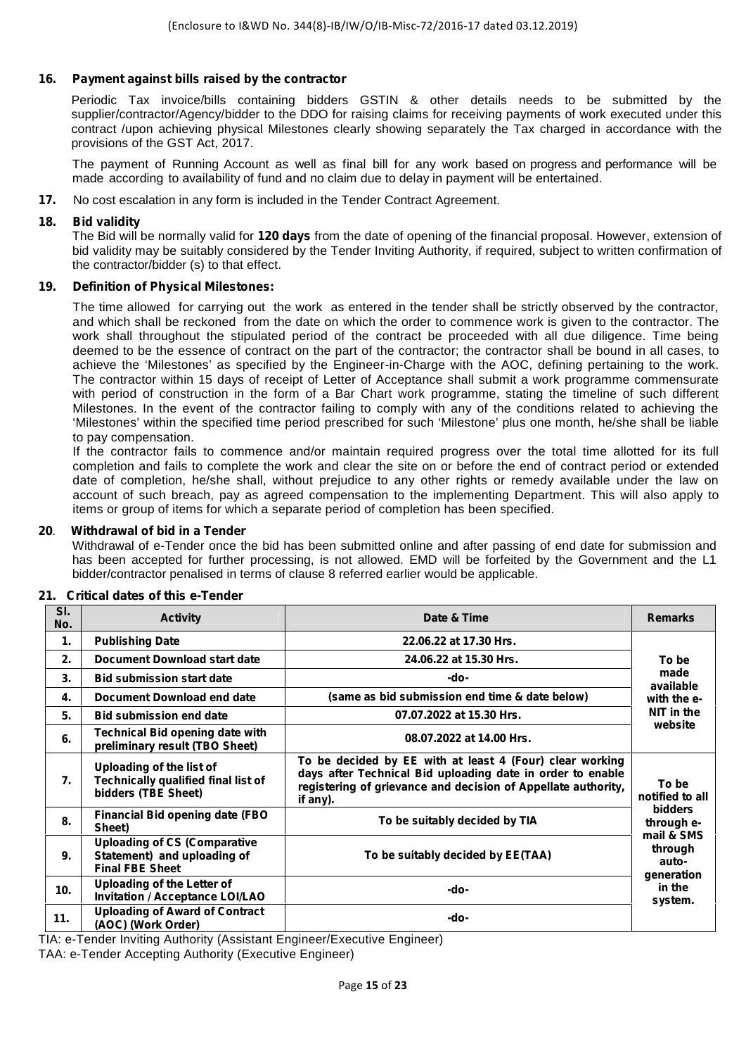(Enclosure to I&WD No. 344(8)-IB/IW/O/IB-Misc-72/2016-17 dated 03.12.2019)

**16. Payment against bills raised by the contractor**

Periodic Tax invoice/bills containing bidders GSTIN & other details needs to be submitted by the supplier/contractor/Agency/bidder to the DDO for raising claims for receiving payments of work executed under this contract /upon achieving physical Milestones clearly showing separately the Tax charged in accordance with the provisions of the GST Act, 2017.

The payment of Running Account as well as final bill for any work based on progress and performance will be made according to availability of fund and no claim due to delay in payment will be entertained.

**17.** No cost escalation in any form is included in the Tender Contract Agreement.

**18. Bid validity**

The Bid will be normally valid for **120 days** from the date of opening of the financial proposal. However, extension of bid validity may be suitably considered by the Tender Inviting Authority, if required, subject to written confirmation of the contractor/bidder (s) to that effect.

**19. Definition of Physical Milestones:**

The time allowed for carrying out the work as entered in the tender shall be strictly observed by the contractor, and which shall be reckoned from the date on which the order to commence work is given to the contractor. The work shall throughout the stipulated period of the contract be proceeded with all due diligence. Time being deemed to be the essence of contract on the part of the contractor; the contractor shall be bound in all cases, to achieve the 'Milestones' as specified by the Engineer-in-Charge with the AOC, defining pertaining to the work. The contractor within 15 days of receipt of Letter of Acceptance shall submit a work programme commensurate with period of construction in the form of a Bar Chart work programme, stating the timeline of such different Milestones. In the event of the contractor failing to comply with any of the conditions related to achieving the 'Milestones' within the specified time period prescribed for such 'Milestone' plus one month, he/she shall be liable to pay compensation.

If the contractor fails to commence and/or maintain required progress over the total time allotted for its full completion and fails to complete the work and clear the site on or before the end of contract period or extended date of completion, he/she shall, without prejudice to any other rights or remedy available under the law on account of such breach, pay as agreed compensation to the implementing Department. This will also apply to items or group of items for which a separate period of completion has been specified.

**20. Withdrawal of bid in a Tender**

Withdrawal of e-Tender once the bid has been submitted online and after passing of end date for submission and has been accepted for further processing, is not allowed. EMD will be forfeited by the Government and the L1 bidder/contractor penalised in terms of clause 8 referred earlier would be applicable.

**21. Critical dates of this e-Tender**

| Sl. No. | Activity | Date & Time | Remarks |
|---|---|---|---|
| 1. | Publishing Date | 22.06.22 at 17.30 Hrs. | To be made available with the e-NIT in the website |
| 2. | Document Download start date | 24.06.22 at 15.30 Hrs. | |
| 3. | Bid submission start date | -do- | |
| 4. | Document Download end date | (same as bid submission end time & date below) | |
| 5. | Bid submission end date | 07.07.2022 at 15.30 Hrs. | |
| 6. | Technical Bid opening date with preliminary result (TBO Sheet) | 08.07.2022 at 14.00 Hrs. | |
| 7. | Uploading of the list of Technically qualified final list of bidders (TBE Sheet) | To be decided by EE with at least 4 (Four) clear working days after Technical Bid uploading date in order to enable registering of grievance and decision of Appellate authority, if any). | To be notified to all bidders through e-mail & SMS through auto-generation in the system. |
| 8. | Financial Bid opening date (FBO Sheet) | To be suitably decided by TIA | |
| 9. | Uploading of CS (Comparative Statement) and uploading of Final FBE Sheet | To be suitably decided by EE(TAA) | |
| 10. | Uploading of the Letter of Invitation / Acceptance LOI/LAO | -do- | |
| 11. | Uploading of Award of Contract (AOC) (Work Order) | -do- | |

TIA: e-Tender Inviting Authority (Assistant Engineer/Executive Engineer)

TAA: e-Tender Accepting Authority (Executive Engineer)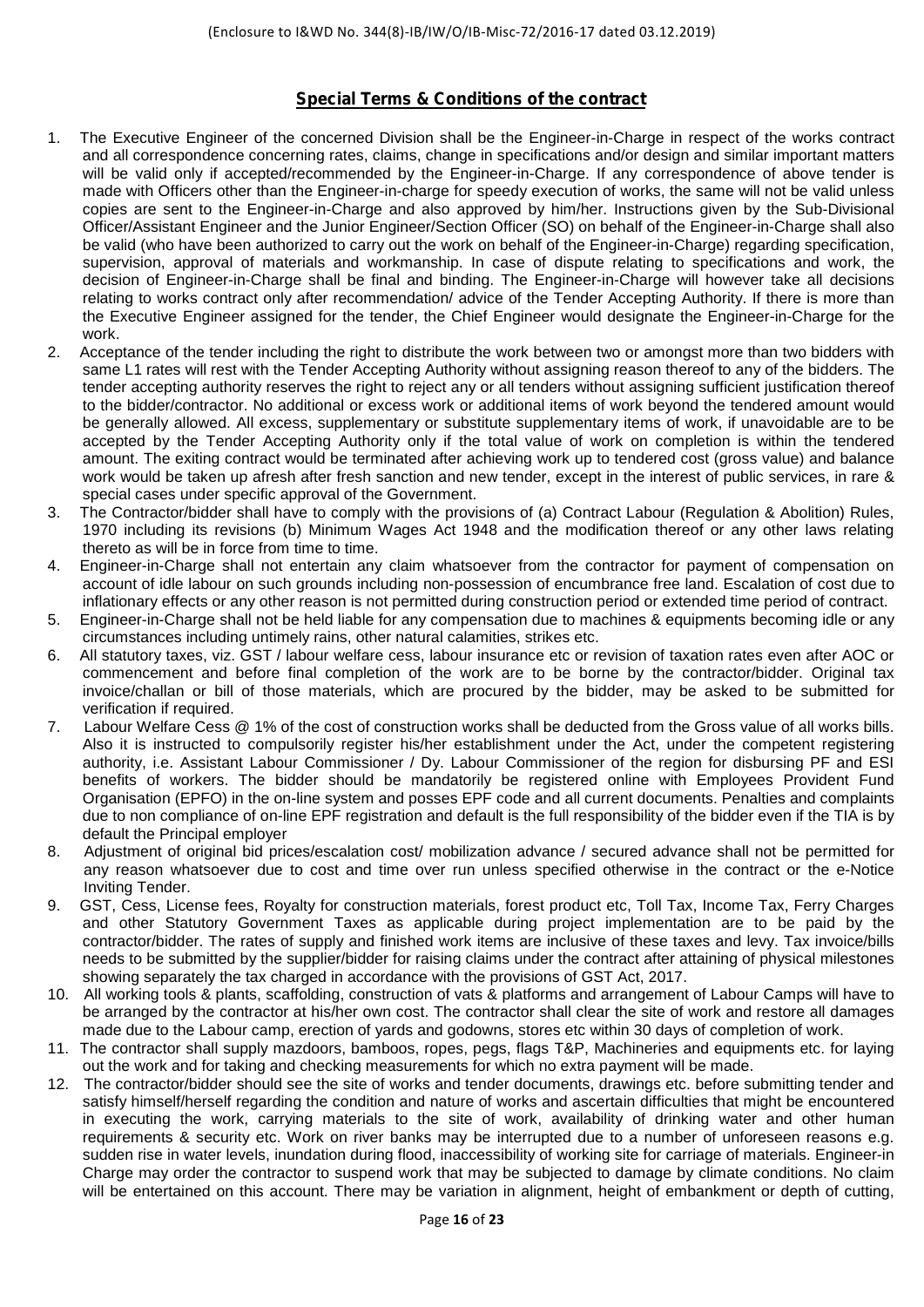(Enclosure to I&WD No. 344(8)-IB/IW/O/IB-Misc-72/2016-17 dated 03.12.2019)

## Special Terms & Conditions of the contract

1. The Executive Engineer of the concerned Division shall be the Engineer-in-Charge in respect of the works contract and all correspondence concerning rates, claims, change in specifications and/or design and similar important matters will be valid only if accepted/recommended by the Engineer-in-Charge. If any correspondence of above tender is made with Officers other than the Engineer-in-charge for speedy execution of works, the same will not be valid unless copies are sent to the Engineer-in-Charge and also approved by him/her. Instructions given by the Sub-Divisional Officer/Assistant Engineer and the Junior Engineer/Section Officer (SO) on behalf of the Engineer-in-Charge shall also be valid (who have been authorized to carry out the work on behalf of the Engineer-in-Charge) regarding specification, supervision, approval of materials and workmanship. In case of dispute relating to specifications and work, the decision of Engineer-in-Charge shall be final and binding. The Engineer-in-Charge will however take all decisions relating to works contract only after recommendation/ advice of the Tender Accepting Authority. If there is more than the Executive Engineer assigned for the tender, the Chief Engineer would designate the Engineer-in-Charge for the work.
2. Acceptance of the tender including the right to distribute the work between two or amongst more than two bidders with same L1 rates will rest with the Tender Accepting Authority without assigning reason thereof to any of the bidders. The tender accepting authority reserves the right to reject any or all tenders without assigning sufficient justification thereof to the bidder/contractor. No additional or excess work or additional items of work beyond the tendered amount would be generally allowed. All excess, supplementary or substitute supplementary items of work, if unavoidable are to be accepted by the Tender Accepting Authority only if the total value of work on completion is within the tendered amount. The exiting contract would be terminated after achieving work up to tendered cost (gross value) and balance work would be taken up afresh after fresh sanction and new tender, except in the interest of public services, in rare & special cases under specific approval of the Government.
3. The Contractor/bidder shall have to comply with the provisions of (a) Contract Labour (Regulation & Abolition) Rules, 1970 including its revisions (b) Minimum Wages Act 1948 and the modification thereof or any other laws relating thereto as will be in force from time to time.
4. Engineer-in-Charge shall not entertain any claim whatsoever from the contractor for payment of compensation on account of idle labour on such grounds including non-possession of encumbrance free land. Escalation of cost due to inflationary effects or any other reason is not permitted during construction period or extended time period of contract.
5. Engineer-in-Charge shall not be held liable for any compensation due to machines & equipments becoming idle or any circumstances including untimely rains, other natural calamities, strikes etc.
6. All statutory taxes, viz. GST / labour welfare cess, labour insurance etc or revision of taxation rates even after AOC or commencement and before final completion of the work are to be borne by the contractor/bidder. Original tax invoice/challan or bill of those materials, which are procured by the bidder, may be asked to be submitted for verification if required.
7. Labour Welfare Cess @ 1% of the cost of construction works shall be deducted from the Gross value of all works bills. Also it is instructed to compulsorily register his/her establishment under the Act, under the competent registering authority, i.e. Assistant Labour Commissioner / Dy. Labour Commissioner of the region for disbursing PF and ESI benefits of workers. The bidder should be mandatorily be registered online with Employees Provident Fund Organisation (EPFO) in the on-line system and posses EPF code and all current documents. Penalties and complaints due to non compliance of on-line EPF registration and default is the full responsibility of the bidder even if the TIA is by default the Principal employer
8. Adjustment of original bid prices/escalation cost/ mobilization advance / secured advance shall not be permitted for any reason whatsoever due to cost and time over run unless specified otherwise in the contract or the e-Notice Inviting Tender.
9. GST, Cess, License fees, Royalty for construction materials, forest product etc, Toll Tax, Income Tax, Ferry Charges and other Statutory Government Taxes as applicable during project implementation are to be paid by the contractor/bidder. The rates of supply and finished work items are inclusive of these taxes and levy. Tax invoice/bills needs to be submitted by the supplier/bidder for raising claims under the contract after attaining of physical milestones showing separately the tax charged in accordance with the provisions of GST Act, 2017.
10. All working tools & plants, scaffolding, construction of vats & platforms and arrangement of Labour Camps will have to be arranged by the contractor at his/her own cost. The contractor shall clear the site of work and restore all damages made due to the Labour camp, erection of yards and godowns, stores etc within 30 days of completion of work.
11. The contractor shall supply mazdoors, bamboos, ropes, pegs, flags T&P, Machineries and equipments etc. for laying out the work and for taking and checking measurements for which no extra payment will be made.
12. The contractor/bidder should see the site of works and tender documents, drawings etc. before submitting tender and satisfy himself/herself regarding the condition and nature of works and ascertain difficulties that might be encountered in executing the work, carrying materials to the site of work, availability of drinking water and other human requirements & security etc. Work on river banks may be interrupted due to a number of unforeseen reasons e.g. sudden rise in water levels, inundation during flood, inaccessibility of working site for carriage of materials. Engineer-in Charge may order the contractor to suspend work that may be subjected to damage by climate conditions. No claim will be entertained on this account. There may be variation in alignment, height of embankment or depth of cutting,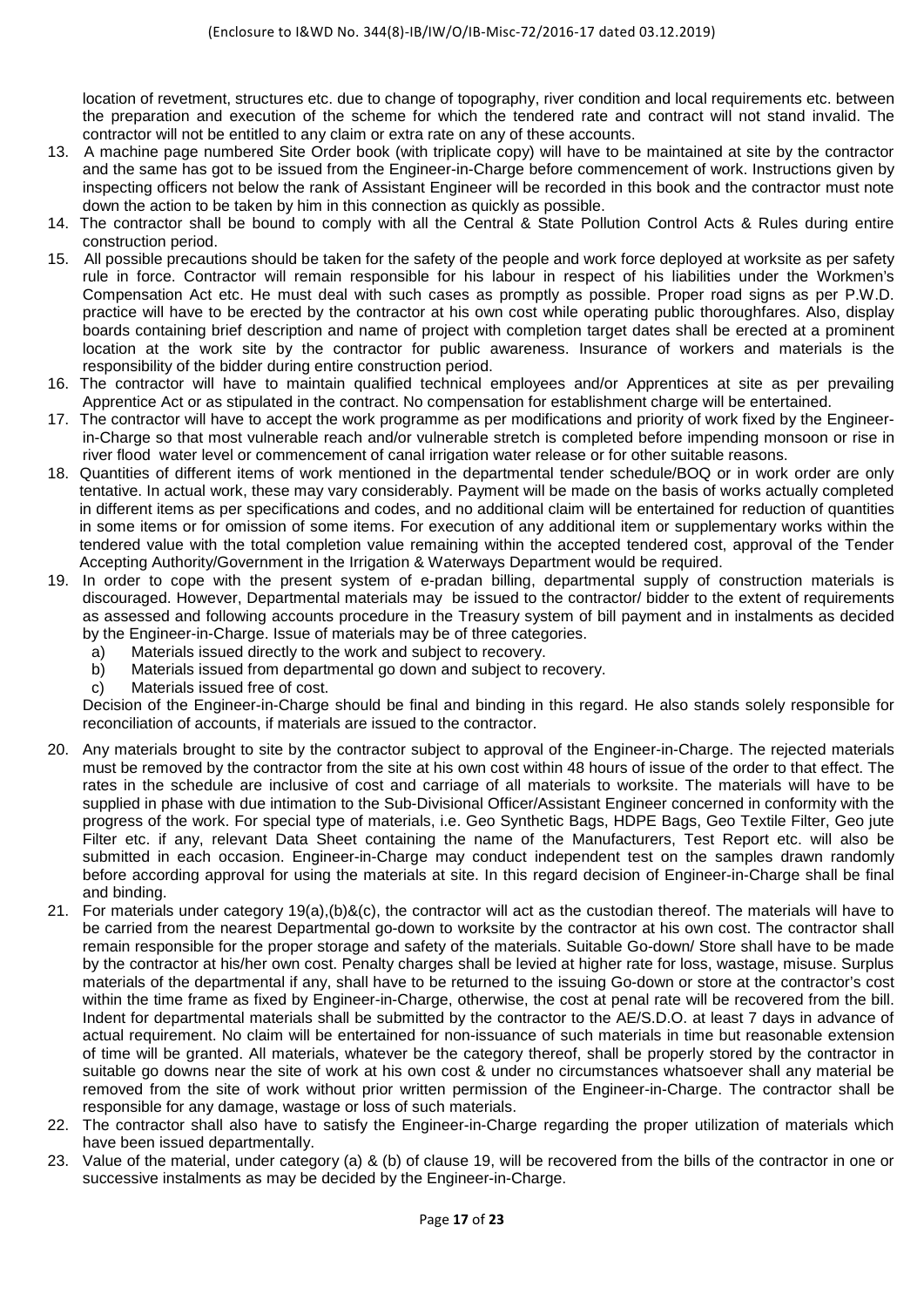location of revetment, structures etc. due to change of topography, river condition and local requirements etc. between the preparation and execution of the scheme for which the tendered rate and contract will not stand invalid. The contractor will not be entitled to any claim or extra rate on any of these accounts.

13. A machine page numbered Site Order book (with triplicate copy) will have to be maintained at site by the contractor and the same has got to be issued from the Engineer-in-Charge before commencement of work. Instructions given by inspecting officers not below the rank of Assistant Engineer will be recorded in this book and the contractor must note down the action to be taken by him in this connection as quickly as possible.
14. The contractor shall be bound to comply with all the Central & State Pollution Control Acts & Rules during entire construction period.
15. All possible precautions should be taken for the safety of the people and work force deployed at worksite as per safety rule in force. Contractor will remain responsible for his labour in respect of his liabilities under the Workmen's Compensation Act etc. He must deal with such cases as promptly as possible. Proper road signs as per P.W.D. practice will have to be erected by the contractor at his own cost while operating public thoroughfares. Also, display boards containing brief description and name of project with completion target dates shall be erected at a prominent location at the work site by the contractor for public awareness. Insurance of workers and materials is the responsibility of the bidder during entire construction period.
16. The contractor will have to maintain qualified technical employees and/or Apprentices at site as per prevailing Apprentice Act or as stipulated in the contract. No compensation for establishment charge will be entertained.
17. The contractor will have to accept the work programme as per modifications and priority of work fixed by the Engineer-in-Charge so that most vulnerable reach and/or vulnerable stretch is completed before impending monsoon or rise in river flood water level or commencement of canal irrigation water release or for other suitable reasons.
18. Quantities of different items of work mentioned in the departmental tender schedule/BOQ or in work order are only tentative. In actual work, these may vary considerably. Payment will be made on the basis of works actually completed in different items as per specifications and codes, and no additional claim will be entertained for reduction of quantities in some items or for omission of some items. For execution of any additional item or supplementary works within the tendered value with the total completion value remaining within the accepted tendered cost, approval of the Tender Accepting Authority/Government in the Irrigation & Waterways Department would be required.
19. In order to cope with the present system of e-pradan billing, departmental supply of construction materials is discouraged. However, Departmental materials may be issued to the contractor/ bidder to the extent of requirements as assessed and following accounts procedure in the Treasury system of bill payment and in instalments as decided by the Engineer-in-Charge. Issue of materials may be of three categories.
    a) Materials issued directly to the work and subject to recovery.
    b) Materials issued from departmental go down and subject to recovery.
    c) Materials issued free of cost.

    Decision of the Engineer-in-Charge should be final and binding in this regard. He also stands solely responsible for reconciliation of accounts, if materials are issued to the contractor.
20. Any materials brought to site by the contractor subject to approval of the Engineer-in-Charge. The rejected materials must be removed by the contractor from the site at his own cost within 48 hours of issue of the order to that effect. The rates in the schedule are inclusive of cost and carriage of all materials to worksite. The materials will have to be supplied in phase with due intimation to the Sub-Divisional Officer/Assistant Engineer concerned in conformity with the progress of the work. For special type of materials, i.e. Geo Synthetic Bags, HDPE Bags, Geo Textile Filter, Geo jute Filter etc. if any, relevant Data Sheet containing the name of the Manufacturers, Test Report etc. will also be submitted in each occasion. Engineer-in-Charge may conduct independent test on the samples drawn randomly before according approval for using the materials at site. In this regard decision of Engineer-in-Charge shall be final and binding.
21. For materials under category 19(a),(b)&(c), the contractor will act as the custodian thereof. The materials will have to be carried from the nearest Departmental go-down to worksite by the contractor at his own cost. The contractor shall remain responsible for the proper storage and safety of the materials. Suitable Go-down/ Store shall have to be made by the contractor at his/her own cost. Penalty charges shall be levied at higher rate for loss, wastage, misuse. Surplus materials of the departmental if any, shall have to be returned to the issuing Go-down or store at the contractor's cost within the time frame as fixed by Engineer-in-Charge, otherwise, the cost at penal rate will be recovered from the bill. Indent for departmental materials shall be submitted by the contractor to the AE/S.D.O. at least 7 days in advance of actual requirement. No claim will be entertained for non-issuance of such materials in time but reasonable extension of time will be granted. All materials, whatever be the category thereof, shall be properly stored by the contractor in suitable go downs near the site of work at his own cost & under no circumstances whatsoever shall any material be removed from the site of work without prior written permission of the Engineer-in-Charge. The contractor shall be responsible for any damage, wastage or loss of such materials.
22. The contractor shall also have to satisfy the Engineer-in-Charge regarding the proper utilization of materials which have been issued departmentally.
23. Value of the material, under category (a) & (b) of clause 19, will be recovered from the bills of the contractor in one or successive instalments as may be decided by the Engineer-in-Charge.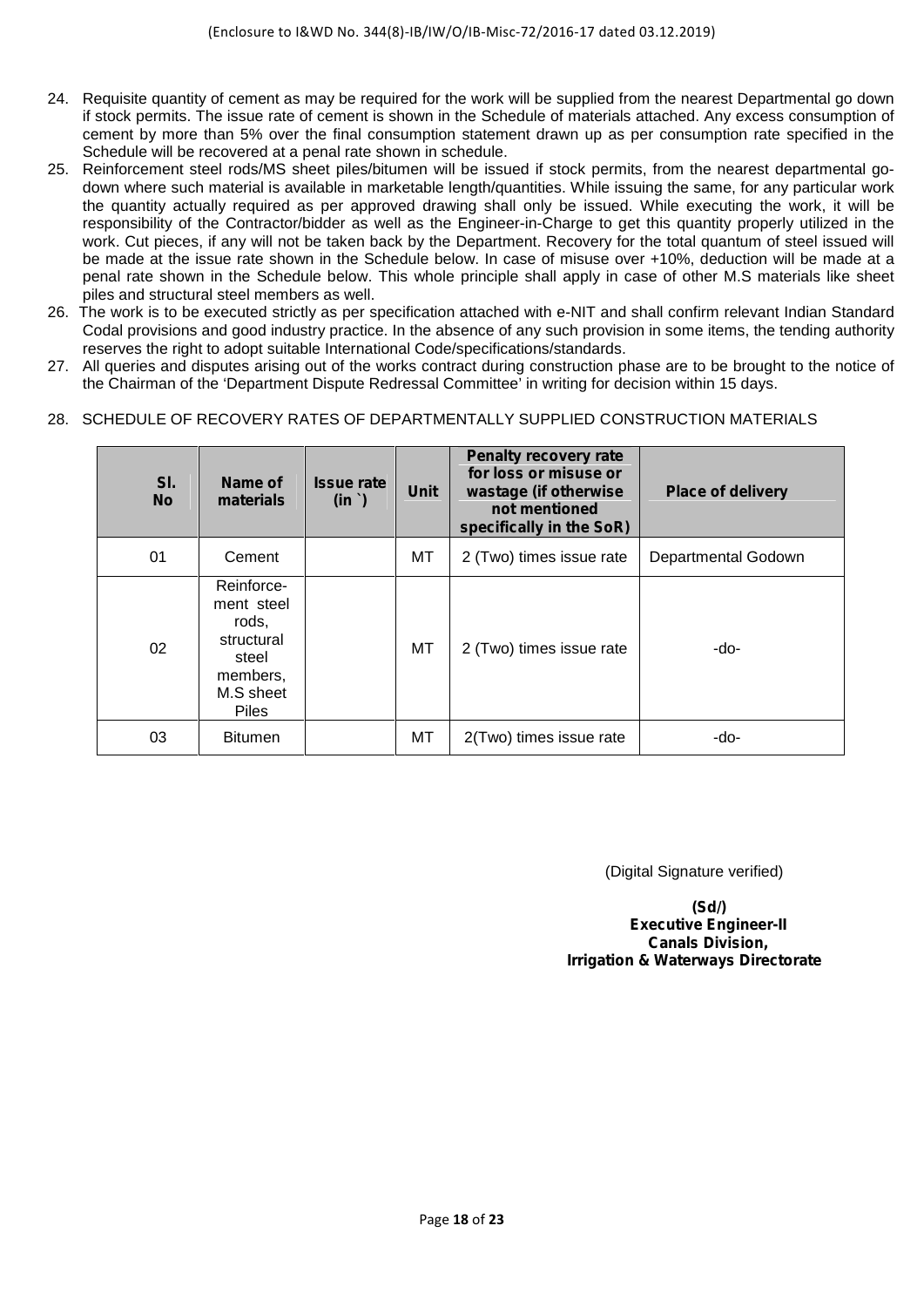24. Requisite quantity of cement as may be required for the work will be supplied from the nearest Departmental go down if stock permits. The issue rate of cement is shown in the Schedule of materials attached. Any excess consumption of cement by more than 5% over the final consumption statement drawn up as per consumption rate specified in the Schedule will be recovered at a penal rate shown in schedule.
25. Reinforcement steel rods/MS sheet piles/bitumen will be issued if stock permits, from the nearest departmental go-down where such material is available in marketable length/quantities. While issuing the same, for any particular work the quantity actually required as per approved drawing shall only be issued. While executing the work, it will be responsibility of the Contractor/bidder as well as the Engineer-in-Charge to get this quantity properly utilized in the work. Cut pieces, if any will not be taken back by the Department. Recovery for the total quantum of steel issued will be made at the issue rate shown in the Schedule below. In case of misuse over +10%, deduction will be made at a penal rate shown in the Schedule below. This whole principle shall apply in case of other M.S materials like sheet piles and structural steel members as well.
26. The work is to be executed strictly as per specification attached with e-NIT and shall confirm relevant Indian Standard Codal provisions and good industry practice. In the absence of any such provision in some items, the tending authority reserves the right to adopt suitable International Code/specifications/standards.
27. All queries and disputes arising out of the works contract during construction phase are to be brought to the notice of the Chairman of the 'Department Dispute Redressal Committee' in writing for decision within 15 days.
28. SCHEDULE OF RECOVERY RATES OF DEPARTMENTALLY SUPPLIED CONSTRUCTION MATERIALS

| Sl. No | Name of materials | Issue rate (in `) | Unit | Penalty recovery rate for loss or misuse or wastage (if otherwise not mentioned specifically in the SoR) | Place of delivery |
|---|---|---|---|---|---|
| 01 | Cement | | MT | 2 (Two) times issue rate | Departmental Godown |
| 02 | Reinforce-ment steel rods, structural steel members, M.S sheet Piles | | MT | 2 (Two) times issue rate | -do- |
| 03 | Bitumen | | MT | 2(Two) times issue rate | -do- |

(Digital Signature verified)

**(Sd/)**
**Executive Engineer-II**
**Canals Division,**
**Irrigation & Waterways Directorate**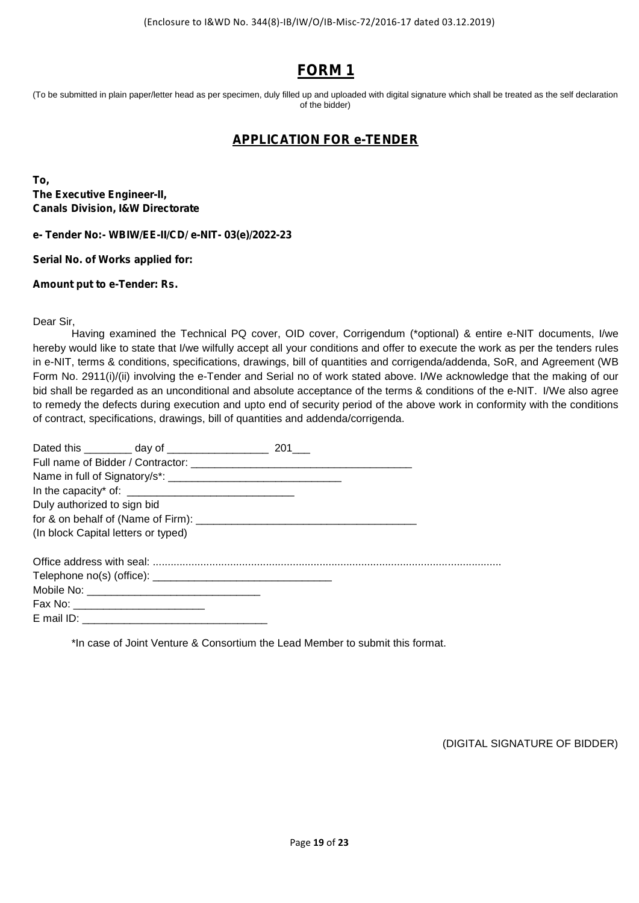(Enclosure to I&WD No. 344(8)-IB/IW/O/IB-Misc-72/2016-17 dated 03.12.2019)

# FORM 1

(To be submitted in plain paper/letter head as per specimen, duly filled up and uploaded with digital signature which shall be treated as the self declaration of the bidder)

## APPLICATION FOR e-TENDER

**To,**
**The Executive Engineer-II,**
**Canals Division, I&W Directorate**

**e- Tender No:- WBIW/EE-II/CD/ e-NIT- 03(e)/2022-23**

**Serial No. of Works applied for:**

**Amount put to e-Tender: Rs.**

Dear Sir,

Having examined the Technical PQ cover, OID cover, Corrigendum (*optional) & entire e-NIT documents, I/we hereby would like to state that I/we wilfully accept all your conditions and offer to execute the work as per the tenders rules in e-NIT, terms & conditions, specifications, drawings, bill of quantities and corrigenda/addenda, SoR, and Agreement (WB Form No. 2911(i)/(ii) involving the e-Tender and Serial no of work stated above. I/We acknowledge that the making of our bid shall be regarded as an unconditional and absolute acceptance of the terms & conditions of the e-NIT. I/We also agree to remedy the defects during execution and upto end of security period of the above work in conformity with the conditions of contract, specifications, drawings, bill of quantities and addenda/corrigenda.

Dated this ________ day of _________________ 201___
Full name of Bidder / Contractor: _____________________________________
Name in full of Signatory/s*: ______________________________
In the capacity* of: _____________________________
Duly authorized to sign bid
for & on behalf of (Name of Firm): _____________________________________
(In block Capital letters or typed)

Office address with seal: ....................................................................................................................
Telephone no(s) (office): _______________________________
Mobile No: ______________________________
Fax No: ______________________
E mail ID: _______________________________

*In case of Joint Venture & Consortium the Lead Member to submit this format.

(DIGITAL SIGNATURE OF BIDDER)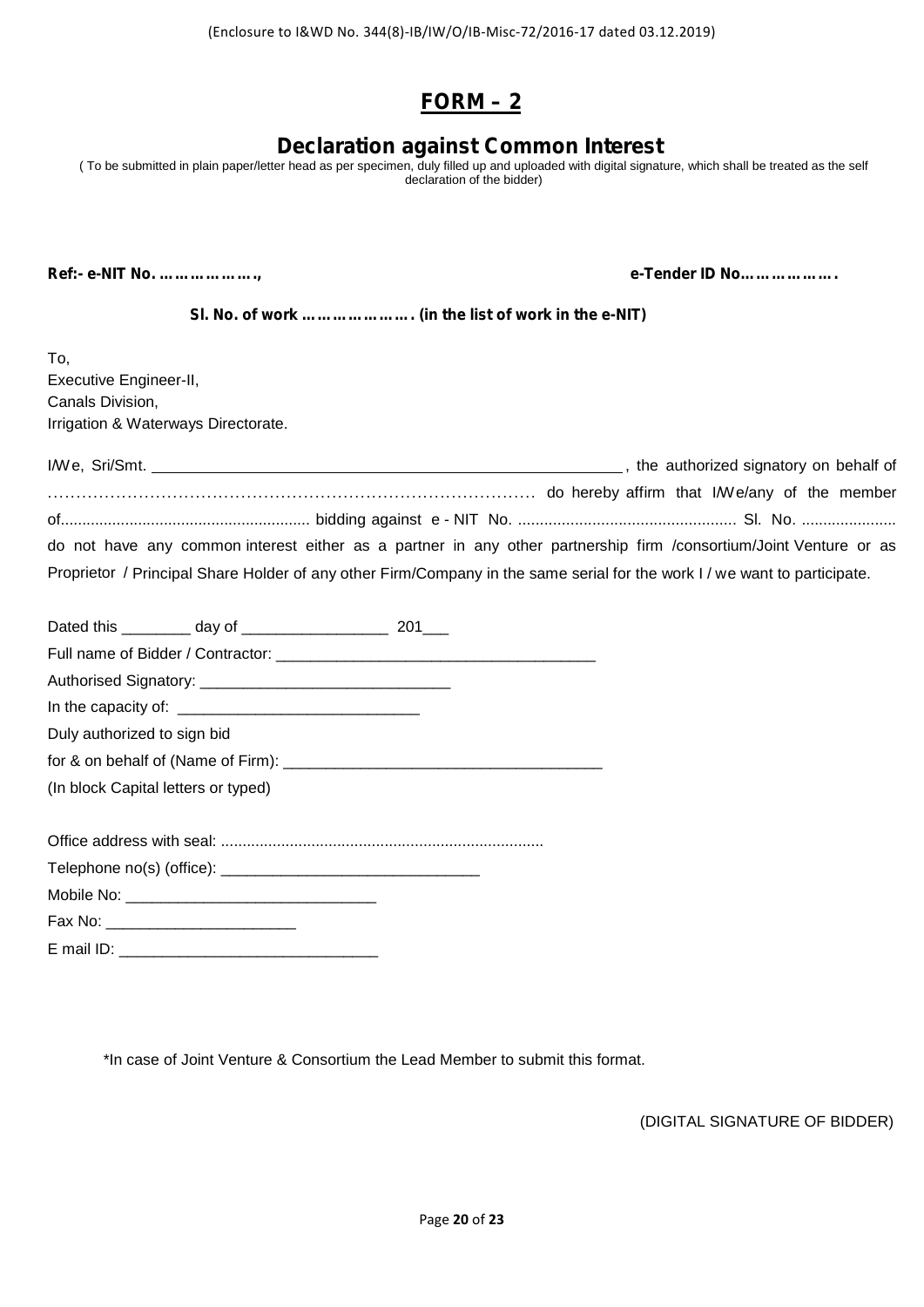(Enclosure to I&WD No. 344(8)-IB/IW/O/IB-Misc-72/2016-17 dated 03.12.2019)

# FORM – 2

## Declaration against Common Interest

( To be submitted in plain paper/letter head as per specimen, duly filled up and uploaded with digital signature, which shall be treated as the self declaration of the bidder)

**Ref:- e-NIT No. ………………..,** **e-Tender ID No………………..**

**Sl. No. of work …………………. (in the list of work in the e-NIT)**

To,
Executive Engineer-II,
Canals Division,
Irrigation & Waterways Directorate.

I/We, Sri/Smt. ________________________________________________________ , the authorized signatory on behalf of ……………………………………………………………………………… do hereby affirm that I/We/any of the member of.......................................................... bidding against e - NIT No. .................................................. Sl. No. ...................... do not have any common interest either as a partner in any other partnership firm /consortium/Joint Venture or as Proprietor / Principal Share Holder of any other Firm/Company in the same serial for the work I / we want to participate.

Dated this ________ day of _________________ 201___

Full name of Bidder / Contractor: _____________________________________

Authorised Signatory: _____________________________

In the capacity of: ____________________________

Duly authorized to sign bid

for & on behalf of (Name of Firm): ____________________________________

(In block Capital letters or typed)

Office address with seal: ..........................................................................

Telephone no(s) (office): ______________________________

Mobile No: _____________________________

Fax No: ______________________

E mail ID: ______________________________

*In case of Joint Venture & Consortium the Lead Member to submit this format.

(DIGITAL SIGNATURE OF BIDDER)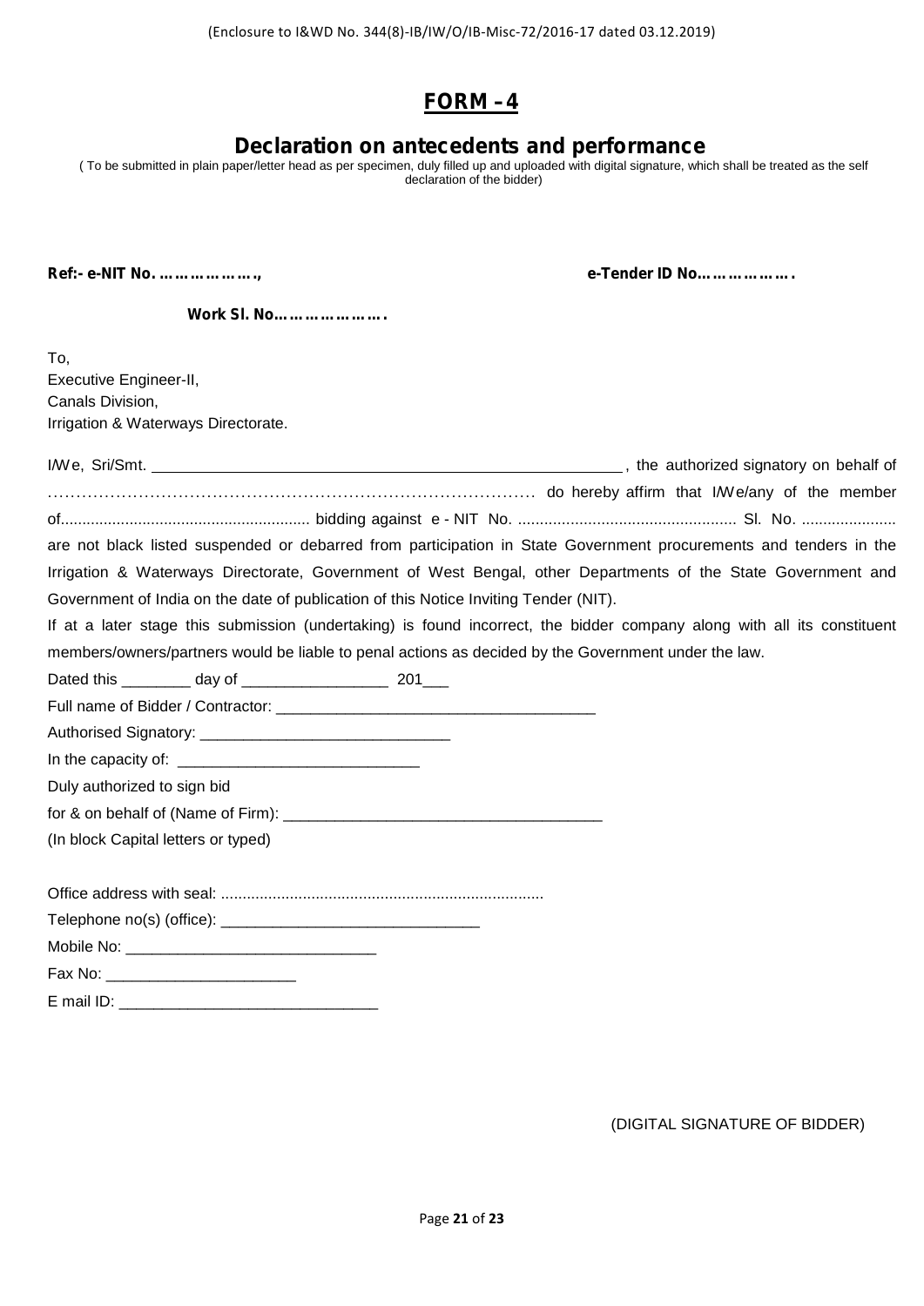(Enclosure to I&WD No. 344(8)-IB/IW/O/IB-Misc-72/2016-17 dated 03.12.2019)

# FORM –4

## Declaration on antecedents and performance

( To be submitted in plain paper/letter head as per specimen, duly filled up and uploaded with digital signature, which shall be treated as the self declaration of the bidder)

**Ref:- e-NIT No. ………………,** **e-Tender ID No……………….**

**Work Sl. No………………….**

To,
Executive Engineer-II,
Canals Division,
Irrigation & Waterways Directorate.

I/We, Sri/Smt. ______________________________________________________, the authorized signatory on behalf of ………………………………………………………………………… do hereby affirm that I/We/any of the member of.......................................................... bidding against e - NIT No. .................................................. Sl. No. ...................... are not black listed suspended or debarred from participation in State Government procurements and tenders in the Irrigation & Waterways Directorate, Government of West Bengal, other Departments of the State Government and Government of India on the date of publication of this Notice Inviting Tender (NIT).

If at a later stage this submission (undertaking) is found incorrect, the bidder company along with all its constituent members/owners/partners would be liable to penal actions as decided by the Government under the law.

Dated this ________ day of _________________ 201___

Full name of Bidder / Contractor: _____________________________________

Authorised Signatory: ____________________________

In the capacity of: ___________________________

Duly authorized to sign bid

for & on behalf of (Name of Firm): ____________________________________

(In block Capital letters or typed)

Office address with seal: ..........................................................................

Telephone no(s) (office): ______________________________

Mobile No: _____________________________

Fax No: _____________________

E mail ID: ______________________________

(DIGITAL SIGNATURE OF BIDDER)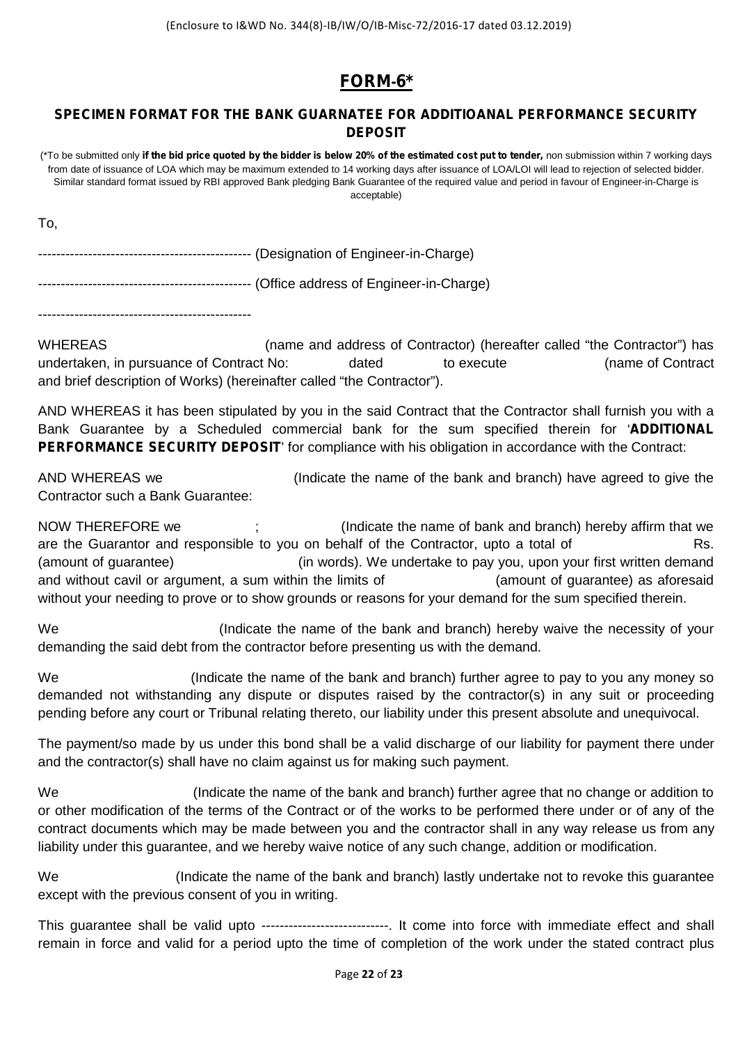(Enclosure to I&WD No. 344(8)-IB/IW/O/IB-Misc-72/2016-17 dated 03.12.2019)

# FORM-6*

## SPECIMEN FORMAT FOR THE BANK GUARNATEE FOR ADDITIOANAL PERFORMANCE SECURITY DEPOSIT

(*To be submitted only **if the bid price quoted by the bidder is below 20% of the estimated cost put to tender,** non submission within 7 working days from date of issuance of LOA which may be maximum extended to 14 working days after issuance of LOA/LOI will lead to rejection of selected bidder. Similar standard format issued by RBI approved Bank pledging Bank Guarantee of the required value and period in favour of Engineer-in-Charge is acceptable)

To,

---------------------------------------------- (Designation of Engineer-in-Charge)

---------------------------------------------- (Office address of Engineer-in-Charge)

----------------------------------------------

WHEREAS (name and address of Contractor) (hereafter called "the Contractor") has undertaken, in pursuance of Contract No: dated to execute (name of Contract and brief description of Works) (hereinafter called "the Contractor").

AND WHEREAS it has been stipulated by you in the said Contract that the Contractor shall furnish you with a Bank Guarantee by a Scheduled commercial bank for the sum specified therein for '**ADDITIONAL PERFORMANCE SECURITY DEPOSIT**' for compliance with his obligation in accordance with the Contract:

AND WHEREAS we (Indicate the name of the bank and branch) have agreed to give the Contractor such a Bank Guarantee:

NOW THEREFORE we ; (Indicate the name of bank and branch) hereby affirm that we are the Guarantor and responsible to you on behalf of the Contractor, upto a total of Rs. (amount of guarantee) (in words). We undertake to pay you, upon your first written demand and without cavil or argument, a sum within the limits of (amount of guarantee) as aforesaid without your needing to prove or to show grounds or reasons for your demand for the sum specified therein.

We (Indicate the name of the bank and branch) hereby waive the necessity of your demanding the said debt from the contractor before presenting us with the demand.

We (Indicate the name of the bank and branch) further agree to pay to you any money so demanded not withstanding any dispute or disputes raised by the contractor(s) in any suit or proceeding pending before any court or Tribunal relating thereto, our liability under this present absolute and unequivocal.

The payment/so made by us under this bond shall be a valid discharge of our liability for payment there under and the contractor(s) shall have no claim against us for making such payment.

We (Indicate the name of the bank and branch) further agree that no change or addition to or other modification of the terms of the Contract or of the works to be performed there under or of any of the contract documents which may be made between you and the contractor shall in any way release us from any liability under this guarantee, and we hereby waive notice of any such change, addition or modification.

We (Indicate the name of the bank and branch) lastly undertake not to revoke this guarantee except with the previous consent of you in writing.

This guarantee shall be valid upto ----------------------------. It come into force with immediate effect and shall remain in force and valid for a period upto the time of completion of the work under the stated contract plus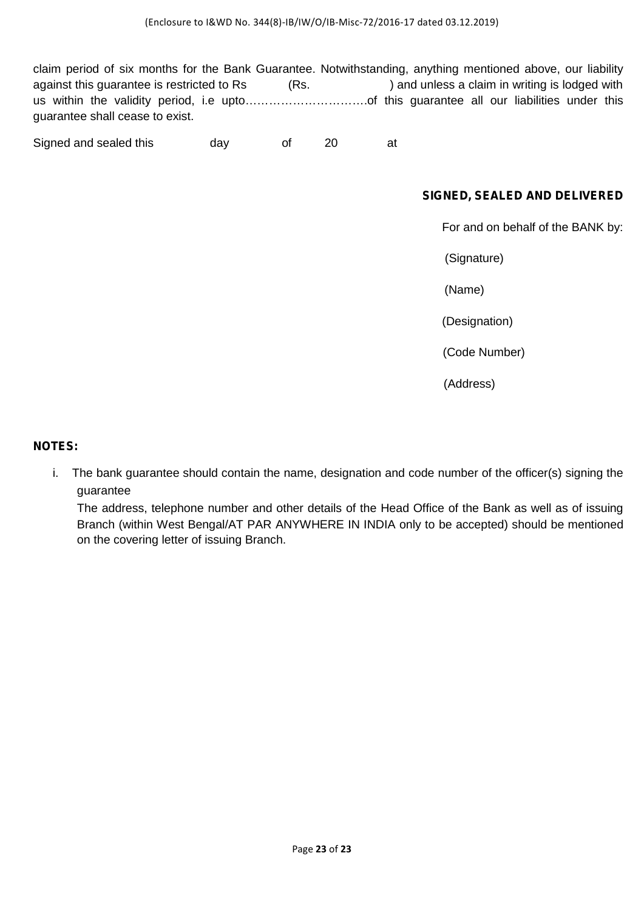claim period of six months for the Bank Guarantee. Notwithstanding, anything mentioned above, our liability against this guarantee is restricted to Rs (Rs. ) and unless a claim in writing is lodged with us within the validity period, i.e upto…………………………of this guarantee all our liabilities under this guarantee shall cease to exist.

Signed and sealed this day of 20 at

**SIGNED, SEALED AND DELIVERED**

For and on behalf of the BANK by:

(Signature)

(Name)

(Designation)

(Code Number)

(Address)

**NOTES:**

i. The bank guarantee should contain the name, designation and code number of the officer(s) signing the guarantee

The address, telephone number and other details of the Head Office of the Bank as well as of issuing Branch (within West Bengal/AT PAR ANYWHERE IN INDIA only to be accepted) should be mentioned on the covering letter of issuing Branch.